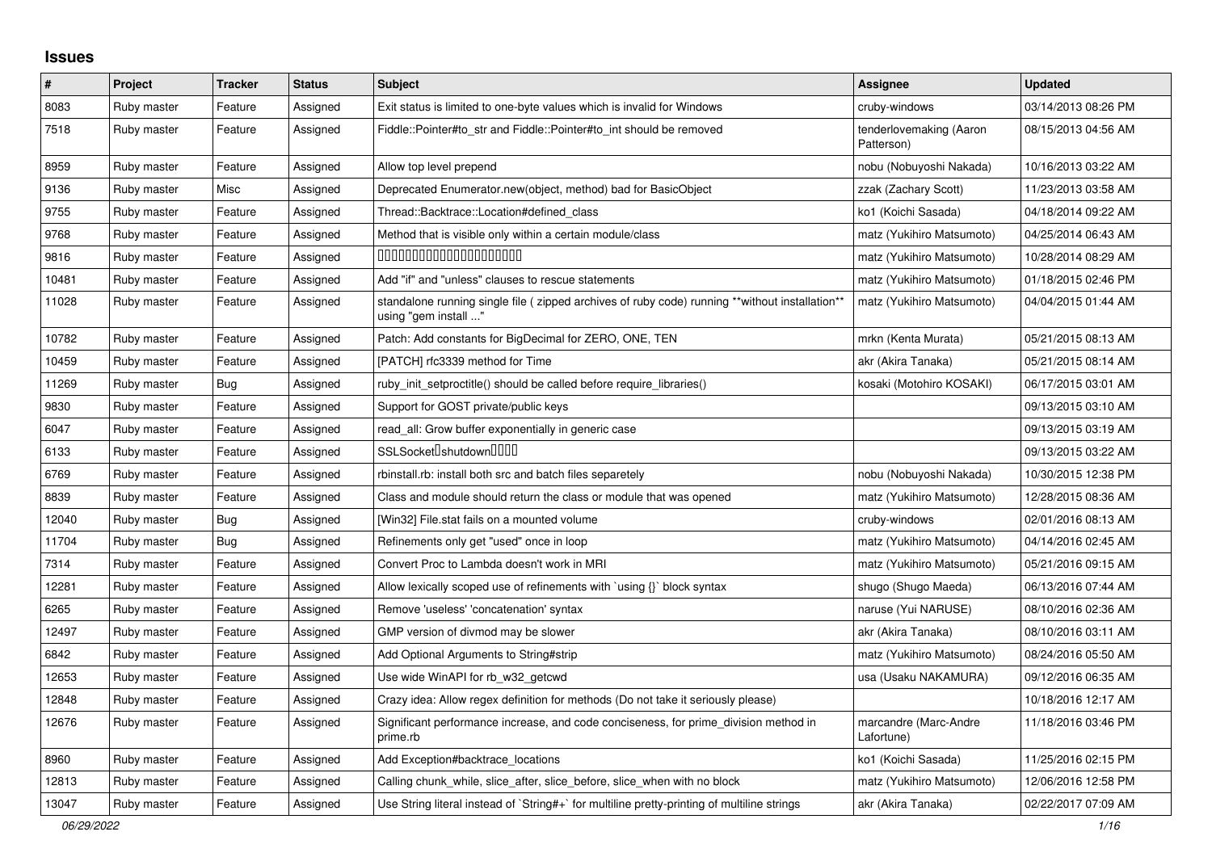# Issues

| # | Project | Tracker | Status | Subject | Assignee | Updated |
|---|---|---|---|---|---|---|
| 8083 | Ruby master | Feature | Assigned | Exit status is limited to one-byte values which is invalid for Windows | cruby-windows | 03/14/2013 08:26 PM |
| 7518 | Ruby master | Feature | Assigned | Fiddle::Pointer#to_str and Fiddle::Pointer#to_int should be removed | tenderlovemaking (Aaron Patterson) | 08/15/2013 04:56 AM |
| 8959 | Ruby master | Feature | Assigned | Allow top level prepend | nobu (Nobuyoshi Nakada) | 10/16/2013 03:22 AM |
| 9136 | Ruby master | Misc | Assigned | Deprecated Enumerator.new(object, method) bad for BasicObject | zzak (Zachary Scott) | 11/23/2013 03:58 AM |
| 9755 | Ruby master | Feature | Assigned | Thread::Backtrace::Location#defined_class | ko1 (Koichi Sasada) | 04/18/2014 09:22 AM |
| 9768 | Ruby master | Feature | Assigned | Method that is visible only within a certain module/class | matz (Yukihiro Matsumoto) | 04/25/2014 06:43 AM |
| 9816 | Ruby master | Feature | Assigned | □□□□□□□□□□□□□□□□□□□□□□ | matz (Yukihiro Matsumoto) | 10/28/2014 08:29 AM |
| 10481 | Ruby master | Feature | Assigned | Add "if" and "unless" clauses to rescue statements | matz (Yukihiro Matsumoto) | 01/18/2015 02:46 PM |
| 11028 | Ruby master | Feature | Assigned | standalone running single file ( zipped archives of ruby code) running **without installation** using "gem install ..." | matz (Yukihiro Matsumoto) | 04/04/2015 01:44 AM |
| 10782 | Ruby master | Feature | Assigned | Patch: Add constants for BigDecimal for ZERO, ONE, TEN | mrkn (Kenta Murata) | 05/21/2015 08:13 AM |
| 10459 | Ruby master | Feature | Assigned | [PATCH] rfc3339 method for Time | akr (Akira Tanaka) | 05/21/2015 08:14 AM |
| 11269 | Ruby master | Bug | Assigned | ruby_init_setproctitle() should be called before require_libraries() | kosaki (Motohiro KOSAKI) | 06/17/2015 03:01 AM |
| 9830 | Ruby master | Feature | Assigned | Support for GOST private/public keys | | 09/13/2015 03:10 AM |
| 6047 | Ruby master | Feature | Assigned | read_all: Grow buffer exponentially in generic case | | 09/13/2015 03:19 AM |
| 6133 | Ruby master | Feature | Assigned | SSLSocket□shutdown□□□□ | | 09/13/2015 03:22 AM |
| 6769 | Ruby master | Feature | Assigned | rbinstall.rb: install both src and batch files separetely | nobu (Nobuyoshi Nakada) | 10/30/2015 12:38 PM |
| 8839 | Ruby master | Feature | Assigned | Class and module should return the class or module that was opened | matz (Yukihiro Matsumoto) | 12/28/2015 08:36 AM |
| 12040 | Ruby master | Bug | Assigned | [Win32] File.stat fails on a mounted volume | cruby-windows | 02/01/2016 08:13 AM |
| 11704 | Ruby master | Bug | Assigned | Refinements only get "used" once in loop | matz (Yukihiro Matsumoto) | 04/14/2016 02:45 AM |
| 7314 | Ruby master | Feature | Assigned | Convert Proc to Lambda doesn't work in MRI | matz (Yukihiro Matsumoto) | 05/21/2016 09:15 AM |
| 12281 | Ruby master | Feature | Assigned | Allow lexically scoped use of refinements with `using {}` block syntax | shugo (Shugo Maeda) | 06/13/2016 07:44 AM |
| 6265 | Ruby master | Feature | Assigned | Remove 'useless' 'concatenation' syntax | naruse (Yui NARUSE) | 08/10/2016 02:36 AM |
| 12497 | Ruby master | Feature | Assigned | GMP version of divmod may be slower | akr (Akira Tanaka) | 08/10/2016 03:11 AM |
| 6842 | Ruby master | Feature | Assigned | Add Optional Arguments to String#strip | matz (Yukihiro Matsumoto) | 08/24/2016 05:50 AM |
| 12653 | Ruby master | Feature | Assigned | Use wide WinAPI for rb_w32_getcwd | usa (Usaku NAKAMURA) | 09/12/2016 06:35 AM |
| 12848 | Ruby master | Feature | Assigned | Crazy idea: Allow regex definition for methods (Do not take it seriously please) | | 10/18/2016 12:17 AM |
| 12676 | Ruby master | Feature | Assigned | Significant performance increase, and code conciseness, for prime_division method in prime.rb | marcandre (Marc-Andre Lafortune) | 11/18/2016 03:46 PM |
| 8960 | Ruby master | Feature | Assigned | Add Exception#backtrace_locations | ko1 (Koichi Sasada) | 11/25/2016 02:15 PM |
| 12813 | Ruby master | Feature | Assigned | Calling chunk_while, slice_after, slice_before, slice_when with no block | matz (Yukihiro Matsumoto) | 12/06/2016 12:58 PM |
| 13047 | Ruby master | Feature | Assigned | Use String literal instead of `String#+` for multiline pretty-printing of multiline strings | akr (Akira Tanaka) | 02/22/2017 07:09 AM |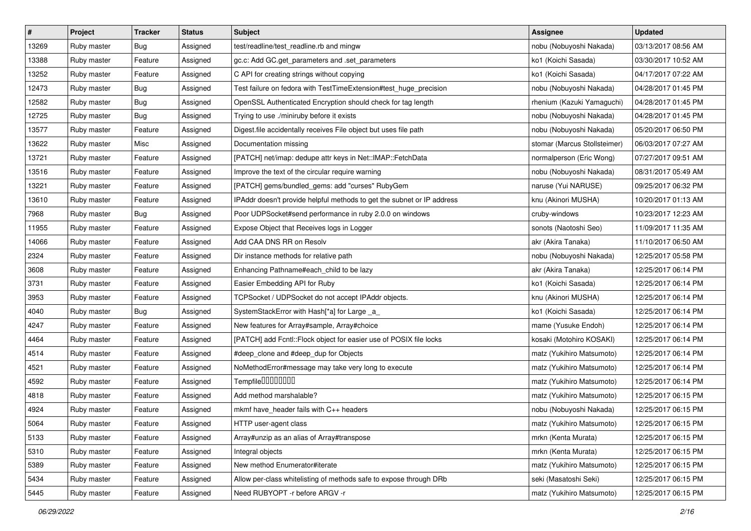| # | Project | Tracker | Status | Subject | Assignee | Updated |
|---|---|---|---|---|---|---|
| 13269 | Ruby master | Bug | Assigned | test/readline/test_readline.rb and mingw | nobu (Nobuyoshi Nakada) | 03/13/2017 08:56 AM |
| 13388 | Ruby master | Feature | Assigned | gc.c: Add GC.get_parameters and .set_parameters | ko1 (Koichi Sasada) | 03/30/2017 10:52 AM |
| 13252 | Ruby master | Feature | Assigned | C API for creating strings without copying | ko1 (Koichi Sasada) | 04/17/2017 07:22 AM |
| 12473 | Ruby master | Bug | Assigned | Test failure on fedora with TestTimeExtension#test_huge_precision | nobu (Nobuyoshi Nakada) | 04/28/2017 01:45 PM |
| 12582 | Ruby master | Bug | Assigned | OpenSSL Authenticated Encryption should check for tag length | rhenium (Kazuki Yamaguchi) | 04/28/2017 01:45 PM |
| 12725 | Ruby master | Bug | Assigned | Trying to use ./miniruby before it exists | nobu (Nobuyoshi Nakada) | 04/28/2017 01:45 PM |
| 13577 | Ruby master | Feature | Assigned | Digest.file accidentally receives File object but uses file path | nobu (Nobuyoshi Nakada) | 05/20/2017 06:50 PM |
| 13622 | Ruby master | Misc | Assigned | Documentation missing | stomar (Marcus Stollsteimer) | 06/03/2017 07:27 AM |
| 13721 | Ruby master | Feature | Assigned | [PATCH] net/imap: dedupe attr keys in Net::IMAP::FetchData | normalperson (Eric Wong) | 07/27/2017 09:51 AM |
| 13516 | Ruby master | Feature | Assigned | Improve the text of the circular require warning | nobu (Nobuyoshi Nakada) | 08/31/2017 05:49 AM |
| 13221 | Ruby master | Feature | Assigned | [PATCH] gems/bundled_gems: add "curses" RubyGem | naruse (Yui NARUSE) | 09/25/2017 06:32 PM |
| 13610 | Ruby master | Feature | Assigned | IPAddr doesn't provide helpful methods to get the subnet or IP address | knu (Akinori MUSHA) | 10/20/2017 01:13 AM |
| 7968 | Ruby master | Bug | Assigned | Poor UDPSocket#send performance in ruby 2.0.0 on windows | cruby-windows | 10/23/2017 12:23 AM |
| 11955 | Ruby master | Feature | Assigned | Expose Object that Receives logs in Logger | sonots (Naotoshi Seo) | 11/09/2017 11:35 AM |
| 14066 | Ruby master | Feature | Assigned | Add CAA DNS RR on Resolv | akr (Akira Tanaka) | 11/10/2017 06:50 AM |
| 2324 | Ruby master | Feature | Assigned | Dir instance methods for relative path | nobu (Nobuyoshi Nakada) | 12/25/2017 05:58 PM |
| 3608 | Ruby master | Feature | Assigned | Enhancing Pathname#each_child to be lazy | akr (Akira Tanaka) | 12/25/2017 06:14 PM |
| 3731 | Ruby master | Feature | Assigned | Easier Embedding API for Ruby | ko1 (Koichi Sasada) | 12/25/2017 06:14 PM |
| 3953 | Ruby master | Feature | Assigned | TCPSocket / UDPSocket do not accept IPAddr objects. | knu (Akinori MUSHA) | 12/25/2017 06:14 PM |
| 4040 | Ruby master | Bug | Assigned | SystemStackError with Hash[*a] for Large _a_ | ko1 (Koichi Sasada) | 12/25/2017 06:14 PM |
| 4247 | Ruby master | Feature | Assigned | New features for Array#sample, Array#choice | mame (Yusuke Endoh) | 12/25/2017 06:14 PM |
| 4464 | Ruby master | Feature | Assigned | [PATCH] add Fcntl::Flock object for easier use of POSIX file locks | kosaki (Motohiro KOSAKI) | 12/25/2017 06:14 PM |
| 4514 | Ruby master | Feature | Assigned | #deep_clone and #deep_dup for Objects | matz (Yukihiro Matsumoto) | 12/25/2017 06:14 PM |
| 4521 | Ruby master | Feature | Assigned | NoMethodError#message may take very long to execute | matz (Yukihiro Matsumoto) | 12/25/2017 06:14 PM |
| 4592 | Ruby master | Feature | Assigned | Tempfile□□□□□□□□ | matz (Yukihiro Matsumoto) | 12/25/2017 06:14 PM |
| 4818 | Ruby master | Feature | Assigned | Add method marshalable? | matz (Yukihiro Matsumoto) | 12/25/2017 06:15 PM |
| 4924 | Ruby master | Feature | Assigned | mkmf have_header fails with C++ headers | nobu (Nobuyoshi Nakada) | 12/25/2017 06:15 PM |
| 5064 | Ruby master | Feature | Assigned | HTTP user-agent class | matz (Yukihiro Matsumoto) | 12/25/2017 06:15 PM |
| 5133 | Ruby master | Feature | Assigned | Array#unzip as an alias of Array#transpose | mrkn (Kenta Murata) | 12/25/2017 06:15 PM |
| 5310 | Ruby master | Feature | Assigned | Integral objects | mrkn (Kenta Murata) | 12/25/2017 06:15 PM |
| 5389 | Ruby master | Feature | Assigned | New method Enumerator#iterate | matz (Yukihiro Matsumoto) | 12/25/2017 06:15 PM |
| 5434 | Ruby master | Feature | Assigned | Allow per-class whitelisting of methods safe to expose through DRb | seki (Masatoshi Seki) | 12/25/2017 06:15 PM |
| 5445 | Ruby master | Feature | Assigned | Need RUBYOPT -r before ARGV -r | matz (Yukihiro Matsumoto) | 12/25/2017 06:15 PM |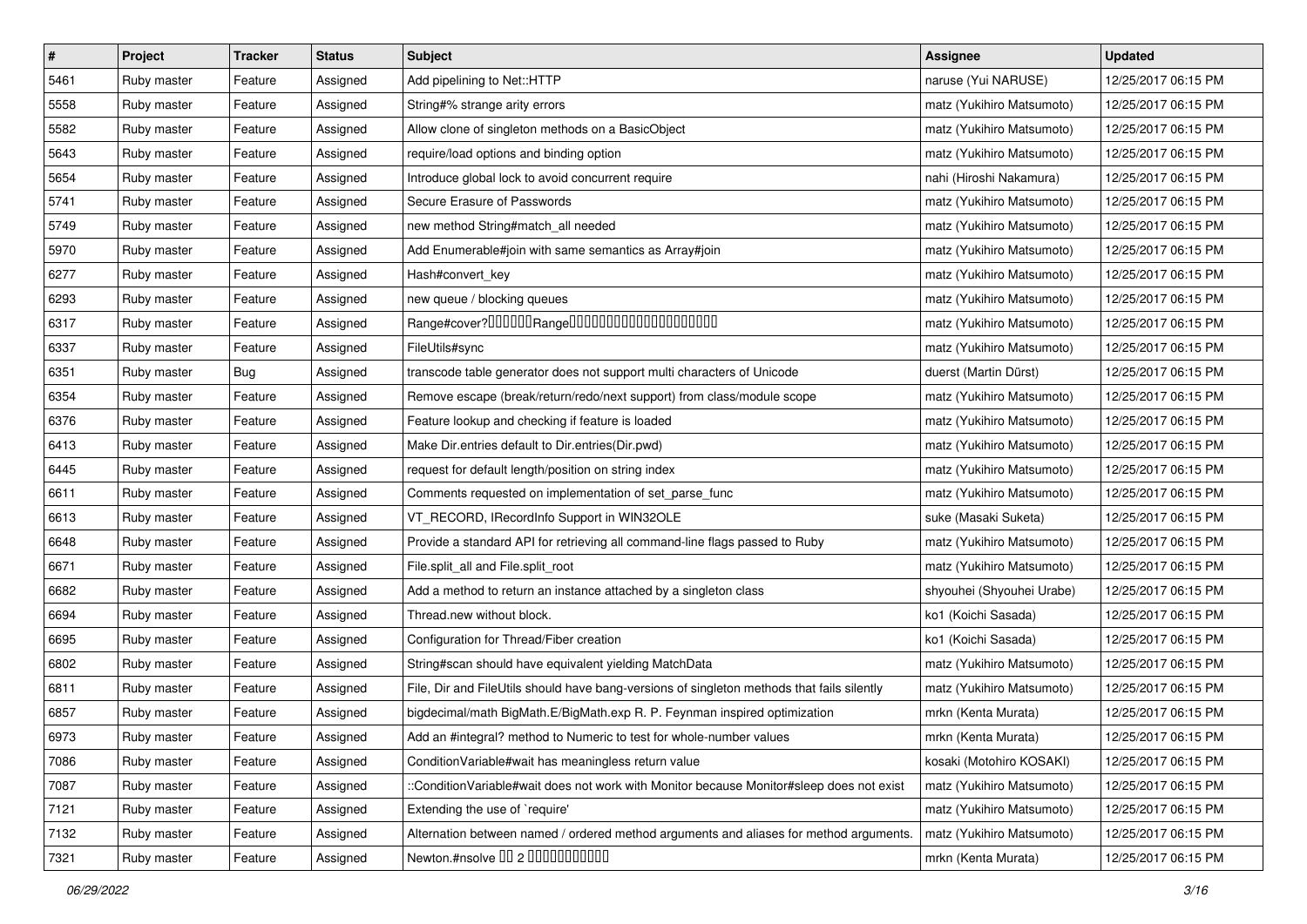| # | Project | Tracker | Status | Subject | Assignee | Updated |
|---|---|---|---|---|---|---|
| 5461 | Ruby master | Feature | Assigned | Add pipelining to Net::HTTP | naruse (Yui NARUSE) | 12/25/2017 06:15 PM |
| 5558 | Ruby master | Feature | Assigned | String#% strange arity errors | matz (Yukihiro Matsumoto) | 12/25/2017 06:15 PM |
| 5582 | Ruby master | Feature | Assigned | Allow clone of singleton methods on a BasicObject | matz (Yukihiro Matsumoto) | 12/25/2017 06:15 PM |
| 5643 | Ruby master | Feature | Assigned | require/load options and binding option | matz (Yukihiro Matsumoto) | 12/25/2017 06:15 PM |
| 5654 | Ruby master | Feature | Assigned | Introduce global lock to avoid concurrent require | nahi (Hiroshi Nakamura) | 12/25/2017 06:15 PM |
| 5741 | Ruby master | Feature | Assigned | Secure Erasure of Passwords | matz (Yukihiro Matsumoto) | 12/25/2017 06:15 PM |
| 5749 | Ruby master | Feature | Assigned | new method String#match_all needed | matz (Yukihiro Matsumoto) | 12/25/2017 06:15 PM |
| 5970 | Ruby master | Feature | Assigned | Add Enumerable#join with same semantics as Array#join | matz (Yukihiro Matsumoto) | 12/25/2017 06:15 PM |
| 6277 | Ruby master | Feature | Assigned | Hash#convert_key | matz (Yukihiro Matsumoto) | 12/25/2017 06:15 PM |
| 6293 | Ruby master | Feature | Assigned | new queue / blocking queues | matz (Yukihiro Matsumoto) | 12/25/2017 06:15 PM |
| 6317 | Ruby master | Feature | Assigned | Range#cover?□□□□□□Range□□□□□□□□□□□□□□□□□□□□ | matz (Yukihiro Matsumoto) | 12/25/2017 06:15 PM |
| 6337 | Ruby master | Feature | Assigned | FileUtils#sync | matz (Yukihiro Matsumoto) | 12/25/2017 06:15 PM |
| 6351 | Ruby master | Bug | Assigned | transcode table generator does not support multi characters of Unicode | duerst (Martin Dürst) | 12/25/2017 06:15 PM |
| 6354 | Ruby master | Feature | Assigned | Remove escape (break/return/redo/next support) from class/module scope | matz (Yukihiro Matsumoto) | 12/25/2017 06:15 PM |
| 6376 | Ruby master | Feature | Assigned | Feature lookup and checking if feature is loaded | matz (Yukihiro Matsumoto) | 12/25/2017 06:15 PM |
| 6413 | Ruby master | Feature | Assigned | Make Dir.entries default to Dir.entries(Dir.pwd) | matz (Yukihiro Matsumoto) | 12/25/2017 06:15 PM |
| 6445 | Ruby master | Feature | Assigned | request for default length/position on string index | matz (Yukihiro Matsumoto) | 12/25/2017 06:15 PM |
| 6611 | Ruby master | Feature | Assigned | Comments requested on implementation of set_parse_func | matz (Yukihiro Matsumoto) | 12/25/2017 06:15 PM |
| 6613 | Ruby master | Feature | Assigned | VT_RECORD, IRecordInfo Support in WIN32OLE | suke (Masaki Suketa) | 12/25/2017 06:15 PM |
| 6648 | Ruby master | Feature | Assigned | Provide a standard API for retrieving all command-line flags passed to Ruby | matz (Yukihiro Matsumoto) | 12/25/2017 06:15 PM |
| 6671 | Ruby master | Feature | Assigned | File.split_all and File.split_root | matz (Yukihiro Matsumoto) | 12/25/2017 06:15 PM |
| 6682 | Ruby master | Feature | Assigned | Add a method to return an instance attached by a singleton class | shyouhei (Shyouhei Urabe) | 12/25/2017 06:15 PM |
| 6694 | Ruby master | Feature | Assigned | Thread.new without block. | ko1 (Koichi Sasada) | 12/25/2017 06:15 PM |
| 6695 | Ruby master | Feature | Assigned | Configuration for Thread/Fiber creation | ko1 (Koichi Sasada) | 12/25/2017 06:15 PM |
| 6802 | Ruby master | Feature | Assigned | String#scan should have equivalent yielding MatchData | matz (Yukihiro Matsumoto) | 12/25/2017 06:15 PM |
| 6811 | Ruby master | Feature | Assigned | File, Dir and FileUtils should have bang-versions of singleton methods that fails silently | matz (Yukihiro Matsumoto) | 12/25/2017 06:15 PM |
| 6857 | Ruby master | Feature | Assigned | bigdecimal/math BigMath.E/BigMath.exp R. P. Feynman inspired optimization | mrkn (Kenta Murata) | 12/25/2017 06:15 PM |
| 6973 | Ruby master | Feature | Assigned | Add an #integral? method to Numeric to test for whole-number values | mrkn (Kenta Murata) | 12/25/2017 06:15 PM |
| 7086 | Ruby master | Feature | Assigned | ConditionVariable#wait has meaningless return value | kosaki (Motohiro KOSAKI) | 12/25/2017 06:15 PM |
| 7087 | Ruby master | Feature | Assigned | ::ConditionVariable#wait does not work with Monitor because Monitor#sleep does not exist | matz (Yukihiro Matsumoto) | 12/25/2017 06:15 PM |
| 7121 | Ruby master | Feature | Assigned | Extending the use of `require' | matz (Yukihiro Matsumoto) | 12/25/2017 06:15 PM |
| 7132 | Ruby master | Feature | Assigned | Alternation between named / ordered method arguments and aliases for method arguments. | matz (Yukihiro Matsumoto) | 12/25/2017 06:15 PM |
| 7321 | Ruby master | Feature | Assigned | Newton.#nsolve □□ 2 □□□□□□□□□□□ | mrkn (Kenta Murata) | 12/25/2017 06:15 PM |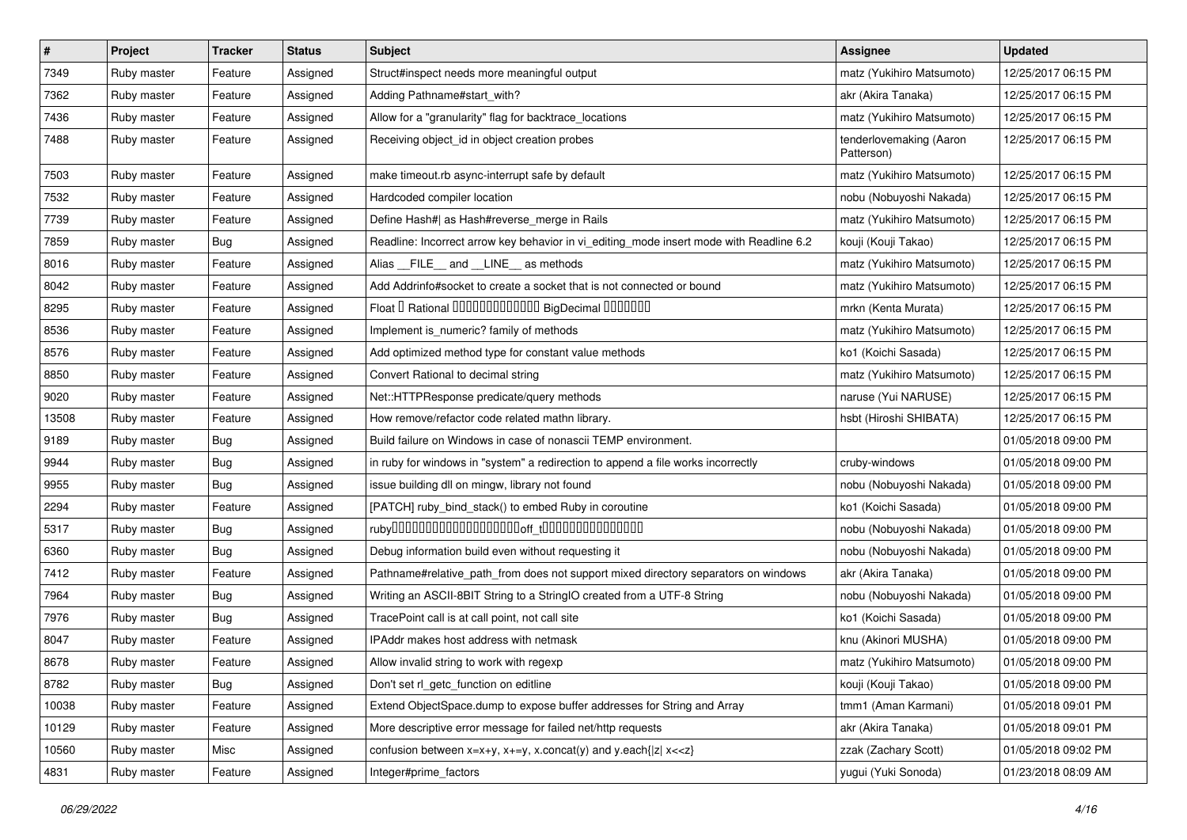| # | Project | Tracker | Status | Subject | Assignee | Updated |
|---|---|---|---|---|---|---|
| 7349 | Ruby master | Feature | Assigned | Struct#inspect needs more meaningful output | matz (Yukihiro Matsumoto) | 12/25/2017 06:15 PM |
| 7362 | Ruby master | Feature | Assigned | Adding Pathname#start_with? | akr (Akira Tanaka) | 12/25/2017 06:15 PM |
| 7436 | Ruby master | Feature | Assigned | Allow for a "granularity" flag for backtrace_locations | matz (Yukihiro Matsumoto) | 12/25/2017 06:15 PM |
| 7488 | Ruby master | Feature | Assigned | Receiving object_id in object creation probes | tenderlovemaking (Aaron Patterson) | 12/25/2017 06:15 PM |
| 7503 | Ruby master | Feature | Assigned | make timeout.rb async-interrupt safe by default | matz (Yukihiro Matsumoto) | 12/25/2017 06:15 PM |
| 7532 | Ruby master | Feature | Assigned | Hardcoded compiler location | nobu (Nobuyoshi Nakada) | 12/25/2017 06:15 PM |
| 7739 | Ruby master | Feature | Assigned | Define Hash#\| as Hash#reverse_merge in Rails | matz (Yukihiro Matsumoto) | 12/25/2017 06:15 PM |
| 7859 | Ruby master | Bug | Assigned | Readline: Incorrect arrow key behavior in vi_editing_mode insert mode with Readline 6.2 | kouji (Kouji Takao) | 12/25/2017 06:15 PM |
| 8016 | Ruby master | Feature | Assigned | Alias __FILE__ and __LINE__ as methods | matz (Yukihiro Matsumoto) | 12/25/2017 06:15 PM |
| 8042 | Ruby master | Feature | Assigned | Add Addrinfo#socket to create a socket that is not connected or bound | matz (Yukihiro Matsumoto) | 12/25/2017 06:15 PM |
| 8295 | Ruby master | Feature | Assigned | Float と Rational から有効桁数を指定して BigDecimal を生成する | mrkn (Kenta Murata) | 12/25/2017 06:15 PM |
| 8536 | Ruby master | Feature | Assigned | Implement is_numeric? family of methods | matz (Yukihiro Matsumoto) | 12/25/2017 06:15 PM |
| 8576 | Ruby master | Feature | Assigned | Add optimized method type for constant value methods | ko1 (Koichi Sasada) | 12/25/2017 06:15 PM |
| 8850 | Ruby master | Feature | Assigned | Convert Rational to decimal string | matz (Yukihiro Matsumoto) | 12/25/2017 06:15 PM |
| 9020 | Ruby master | Feature | Assigned | Net::HTTPResponse predicate/query methods | naruse (Yui NARUSE) | 12/25/2017 06:15 PM |
| 13508 | Ruby master | Feature | Assigned | How remove/refactor code related mathn library. | hsbt (Hiroshi SHIBATA) | 12/25/2017 06:15 PM |
| 9189 | Ruby master | Bug | Assigned | Build failure on Windows in case of nonascii TEMP environment. | | 01/05/2018 09:00 PM |
| 9944 | Ruby master | Bug | Assigned | in ruby for windows in "system" a redirection to append a file works incorrectly | cruby-windows | 01/05/2018 09:00 PM |
| 9955 | Ruby master | Bug | Assigned | issue building dll on mingw, library not found | nobu (Nobuyoshi Nakada) | 01/05/2018 09:00 PM |
| 2294 | Ruby master | Feature | Assigned | [PATCH] ruby_bind_stack() to embed Ruby in coroutine | ko1 (Koichi Sasada) | 01/05/2018 09:00 PM |
| 5317 | Ruby master | Bug | Assigned | rubyのビルド時に使用されるコンパイラオプションでoff_tのサイズが変化する問題 | nobu (Nobuyoshi Nakada) | 01/05/2018 09:00 PM |
| 6360 | Ruby master | Bug | Assigned | Debug information build even without requesting it | nobu (Nobuyoshi Nakada) | 01/05/2018 09:00 PM |
| 7412 | Ruby master | Feature | Assigned | Pathname#relative_path_from does not support mixed directory separators on windows | akr (Akira Tanaka) | 01/05/2018 09:00 PM |
| 7964 | Ruby master | Bug | Assigned | Writing an ASCII-8BIT String to a StringIO created from a UTF-8 String | nobu (Nobuyoshi Nakada) | 01/05/2018 09:00 PM |
| 7976 | Ruby master | Bug | Assigned | TracePoint call is at call point, not call site | ko1 (Koichi Sasada) | 01/05/2018 09:00 PM |
| 8047 | Ruby master | Feature | Assigned | IPAddr makes host address with netmask | knu (Akinori MUSHA) | 01/05/2018 09:00 PM |
| 8678 | Ruby master | Feature | Assigned | Allow invalid string to work with regexp | matz (Yukihiro Matsumoto) | 01/05/2018 09:00 PM |
| 8782 | Ruby master | Bug | Assigned | Don't set rl_getc_function on editline | kouji (Kouji Takao) | 01/05/2018 09:00 PM |
| 10038 | Ruby master | Feature | Assigned | Extend ObjectSpace.dump to expose buffer addresses for String and Array | tmm1 (Aman Karmani) | 01/05/2018 09:01 PM |
| 10129 | Ruby master | Feature | Assigned | More descriptive error message for failed net/http requests | akr (Akira Tanaka) | 01/05/2018 09:01 PM |
| 10560 | Ruby master | Misc | Assigned | confusion between x=x+y, x+=y, x.concat(y) and y.each{\|z\| x<<z} | zzak (Zachary Scott) | 01/05/2018 09:02 PM |
| 4831 | Ruby master | Feature | Assigned | Integer#prime_factors | yugui (Yuki Sonoda) | 01/23/2018 08:09 AM |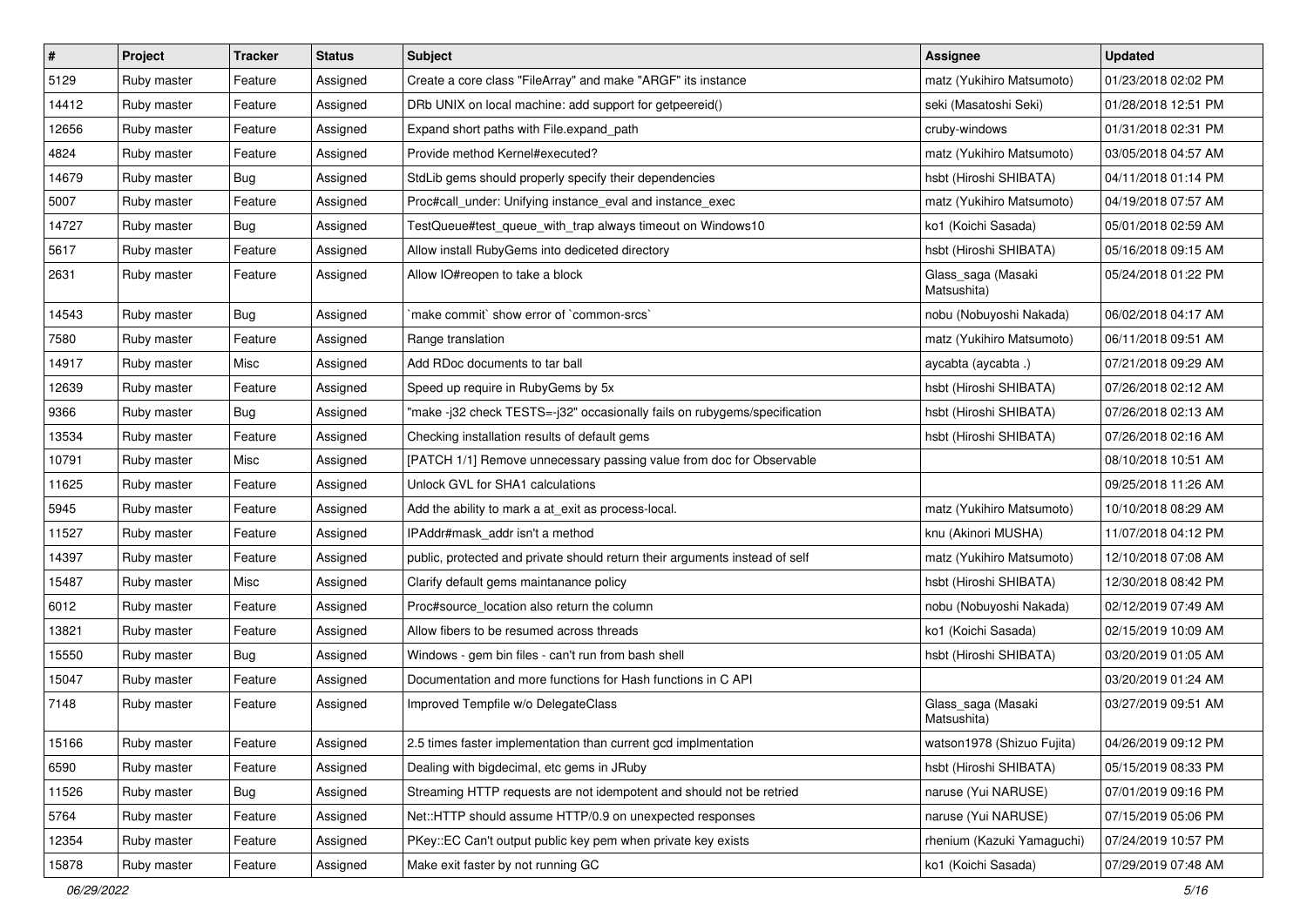| # | Project | Tracker | Status | Subject | Assignee | Updated |
|---|---|---|---|---|---|---|
| 5129 | Ruby master | Feature | Assigned | Create a core class "FileArray" and make "ARGF" its instance | matz (Yukihiro Matsumoto) | 01/23/2018 02:02 PM |
| 14412 | Ruby master | Feature | Assigned | DRb UNIX on local machine: add support for getpeereid() | seki (Masatoshi Seki) | 01/28/2018 12:51 PM |
| 12656 | Ruby master | Feature | Assigned | Expand short paths with File.expand_path | cruby-windows | 01/31/2018 02:31 PM |
| 4824 | Ruby master | Feature | Assigned | Provide method Kernel#executed? | matz (Yukihiro Matsumoto) | 03/05/2018 04:57 AM |
| 14679 | Ruby master | Bug | Assigned | StdLib gems should properly specify their dependencies | hsbt (Hiroshi SHIBATA) | 04/11/2018 01:14 PM |
| 5007 | Ruby master | Feature | Assigned | Proc#call_under: Unifying instance_eval and instance_exec | matz (Yukihiro Matsumoto) | 04/19/2018 07:57 AM |
| 14727 | Ruby master | Bug | Assigned | TestQueue#test_queue_with_trap always timeout on Windows10 | ko1 (Koichi Sasada) | 05/01/2018 02:59 AM |
| 5617 | Ruby master | Feature | Assigned | Allow install RubyGems into dediceted directory | hsbt (Hiroshi SHIBATA) | 05/16/2018 09:15 AM |
| 2631 | Ruby master | Feature | Assigned | Allow IO#reopen to take a block | Glass_saga (Masaki Matsushita) | 05/24/2018 01:22 PM |
| 14543 | Ruby master | Bug | Assigned | `make commit` show error of `common-srcs` | nobu (Nobuyoshi Nakada) | 06/02/2018 04:17 AM |
| 7580 | Ruby master | Feature | Assigned | Range translation | matz (Yukihiro Matsumoto) | 06/11/2018 09:51 AM |
| 14917 | Ruby master | Misc | Assigned | Add RDoc documents to tar ball | aycabta (aycabta .) | 07/21/2018 09:29 AM |
| 12639 | Ruby master | Feature | Assigned | Speed up require in RubyGems by 5x | hsbt (Hiroshi SHIBATA) | 07/26/2018 02:12 AM |
| 9366 | Ruby master | Bug | Assigned | "make -j32 check TESTS=-j32" occasionally fails on rubygems/specification | hsbt (Hiroshi SHIBATA) | 07/26/2018 02:13 AM |
| 13534 | Ruby master | Feature | Assigned | Checking installation results of default gems | hsbt (Hiroshi SHIBATA) | 07/26/2018 02:16 AM |
| 10791 | Ruby master | Misc | Assigned | [PATCH 1/1] Remove unnecessary passing value from doc for Observable | | 08/10/2018 10:51 AM |
| 11625 | Ruby master | Feature | Assigned | Unlock GVL for SHA1 calculations | | 09/25/2018 11:26 AM |
| 5945 | Ruby master | Feature | Assigned | Add the ability to mark a at_exit as process-local. | matz (Yukihiro Matsumoto) | 10/10/2018 08:29 AM |
| 11527 | Ruby master | Feature | Assigned | IPAddr#mask_addr isn't a method | knu (Akinori MUSHA) | 11/07/2018 04:12 PM |
| 14397 | Ruby master | Feature | Assigned | public, protected and private should return their arguments instead of self | matz (Yukihiro Matsumoto) | 12/10/2018 07:08 AM |
| 15487 | Ruby master | Misc | Assigned | Clarify default gems maintanance policy | hsbt (Hiroshi SHIBATA) | 12/30/2018 08:42 PM |
| 6012 | Ruby master | Feature | Assigned | Proc#source_location also return the column | nobu (Nobuyoshi Nakada) | 02/12/2019 07:49 AM |
| 13821 | Ruby master | Feature | Assigned | Allow fibers to be resumed across threads | ko1 (Koichi Sasada) | 02/15/2019 10:09 AM |
| 15550 | Ruby master | Bug | Assigned | Windows - gem bin files - can't run from bash shell | hsbt (Hiroshi SHIBATA) | 03/20/2019 01:05 AM |
| 15047 | Ruby master | Feature | Assigned | Documentation and more functions for Hash functions in C API | | 03/20/2019 01:24 AM |
| 7148 | Ruby master | Feature | Assigned | Improved Tempfile w/o DelegateClass | Glass_saga (Masaki Matsushita) | 03/27/2019 09:51 AM |
| 15166 | Ruby master | Feature | Assigned | 2.5 times faster implementation than current gcd implmentation | watson1978 (Shizuo Fujita) | 04/26/2019 09:12 PM |
| 6590 | Ruby master | Feature | Assigned | Dealing with bigdecimal, etc gems in JRuby | hsbt (Hiroshi SHIBATA) | 05/15/2019 08:33 PM |
| 11526 | Ruby master | Bug | Assigned | Streaming HTTP requests are not idempotent and should not be retried | naruse (Yui NARUSE) | 07/01/2019 09:16 PM |
| 5764 | Ruby master | Feature | Assigned | Net::HTTP should assume HTTP/0.9 on unexpected responses | naruse (Yui NARUSE) | 07/15/2019 05:06 PM |
| 12354 | Ruby master | Feature | Assigned | PKey::EC Can't output public key pem when private key exists | rhenium (Kazuki Yamaguchi) | 07/24/2019 10:57 PM |
| 15878 | Ruby master | Feature | Assigned | Make exit faster by not running GC | ko1 (Koichi Sasada) | 07/29/2019 07:48 AM |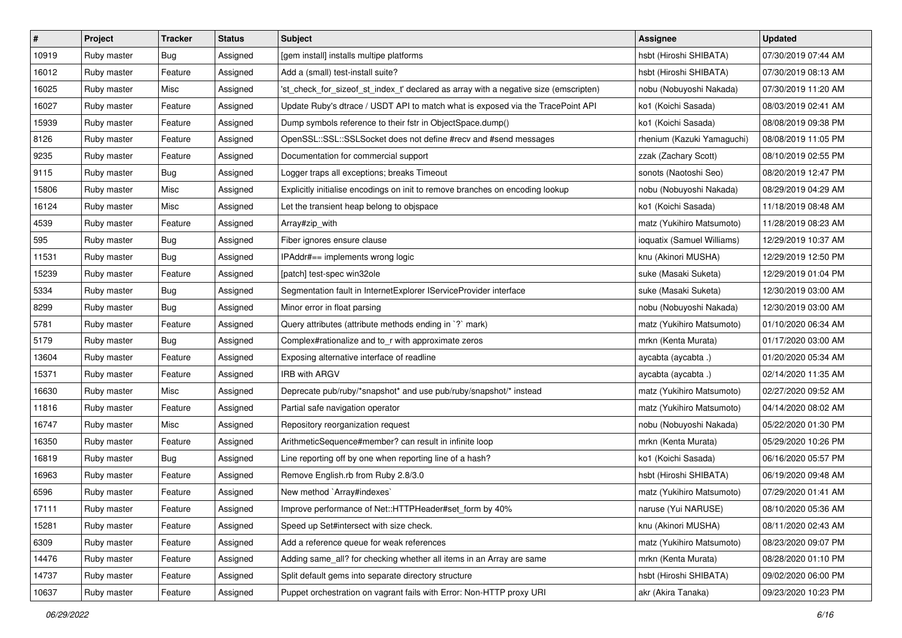| # | Project | Tracker | Status | Subject | Assignee | Updated |
|---|---|---|---|---|---|---|
| 10919 | Ruby master | Bug | Assigned | [gem install] installs multipe platforms | hsbt (Hiroshi SHIBATA) | 07/30/2019 07:44 AM |
| 16012 | Ruby master | Feature | Assigned | Add a (small) test-install suite? | hsbt (Hiroshi SHIBATA) | 07/30/2019 08:13 AM |
| 16025 | Ruby master | Misc | Assigned | 'st_check_for_sizeof_st_index_t' declared as array with a negative size (emscripten) | nobu (Nobuyoshi Nakada) | 07/30/2019 11:20 AM |
| 16027 | Ruby master | Feature | Assigned | Update Ruby's dtrace / USDT API to match what is exposed via the TracePoint API | ko1 (Koichi Sasada) | 08/03/2019 02:41 AM |
| 15939 | Ruby master | Feature | Assigned | Dump symbols reference to their fstr in ObjectSpace.dump() | ko1 (Koichi Sasada) | 08/08/2019 09:38 PM |
| 8126 | Ruby master | Feature | Assigned | OpenSSL::SSL::SSLSocket does not define #recv and #send messages | rhenium (Kazuki Yamaguchi) | 08/08/2019 11:05 PM |
| 9235 | Ruby master | Feature | Assigned | Documentation for commercial support | zzak (Zachary Scott) | 08/10/2019 02:55 PM |
| 9115 | Ruby master | Bug | Assigned | Logger traps all exceptions; breaks Timeout | sonots (Naotoshi Seo) | 08/20/2019 12:47 PM |
| 15806 | Ruby master | Misc | Assigned | Explicitly initialise encodings on init to remove branches on encoding lookup | nobu (Nobuyoshi Nakada) | 08/29/2019 04:29 AM |
| 16124 | Ruby master | Misc | Assigned | Let the transient heap belong to objspace | ko1 (Koichi Sasada) | 11/18/2019 08:48 AM |
| 4539 | Ruby master | Feature | Assigned | Array#zip_with | matz (Yukihiro Matsumoto) | 11/28/2019 08:23 AM |
| 595 | Ruby master | Bug | Assigned | Fiber ignores ensure clause | ioquatix (Samuel Williams) | 12/29/2019 10:37 AM |
| 11531 | Ruby master | Bug | Assigned | IPAddr#== implements wrong logic | knu (Akinori MUSHA) | 12/29/2019 12:50 PM |
| 15239 | Ruby master | Feature | Assigned | [patch] test-spec win32ole | suke (Masaki Suketa) | 12/29/2019 01:04 PM |
| 5334 | Ruby master | Bug | Assigned | Segmentation fault in InternetExplorer IServiceProvider interface | suke (Masaki Suketa) | 12/30/2019 03:00 AM |
| 8299 | Ruby master | Bug | Assigned | Minor error in float parsing | nobu (Nobuyoshi Nakada) | 12/30/2019 03:00 AM |
| 5781 | Ruby master | Feature | Assigned | Query attributes (attribute methods ending in `?` mark) | matz (Yukihiro Matsumoto) | 01/10/2020 06:34 AM |
| 5179 | Ruby master | Bug | Assigned | Complex#rationalize and to_r with approximate zeros | mrkn (Kenta Murata) | 01/17/2020 03:00 AM |
| 13604 | Ruby master | Feature | Assigned | Exposing alternative interface of readline | aycabta (aycabta .) | 01/20/2020 05:34 AM |
| 15371 | Ruby master | Feature | Assigned | IRB with ARGV | aycabta (aycabta .) | 02/14/2020 11:35 AM |
| 16630 | Ruby master | Misc | Assigned | Deprecate pub/ruby/*snapshot* and use pub/ruby/snapshot/* instead | matz (Yukihiro Matsumoto) | 02/27/2020 09:52 AM |
| 11816 | Ruby master | Feature | Assigned | Partial safe navigation operator | matz (Yukihiro Matsumoto) | 04/14/2020 08:02 AM |
| 16747 | Ruby master | Misc | Assigned | Repository reorganization request | nobu (Nobuyoshi Nakada) | 05/22/2020 01:30 PM |
| 16350 | Ruby master | Feature | Assigned | ArithmeticSequence#member? can result in infinite loop | mrkn (Kenta Murata) | 05/29/2020 10:26 PM |
| 16819 | Ruby master | Bug | Assigned | Line reporting off by one when reporting line of a hash? | ko1 (Koichi Sasada) | 06/16/2020 05:57 PM |
| 16963 | Ruby master | Feature | Assigned | Remove English.rb from Ruby 2.8/3.0 | hsbt (Hiroshi SHIBATA) | 06/19/2020 09:48 AM |
| 6596 | Ruby master | Feature | Assigned | New method `Array#indexes` | matz (Yukihiro Matsumoto) | 07/29/2020 01:41 AM |
| 17111 | Ruby master | Feature | Assigned | Improve performance of Net::HTTPHeader#set_form by 40% | naruse (Yui NARUSE) | 08/10/2020 05:36 AM |
| 15281 | Ruby master | Feature | Assigned | Speed up Set#intersect with size check. | knu (Akinori MUSHA) | 08/11/2020 02:43 AM |
| 6309 | Ruby master | Feature | Assigned | Add a reference queue for weak references | matz (Yukihiro Matsumoto) | 08/23/2020 09:07 PM |
| 14476 | Ruby master | Feature | Assigned | Adding same_all? for checking whether all items in an Array are same | mrkn (Kenta Murata) | 08/28/2020 01:10 PM |
| 14737 | Ruby master | Feature | Assigned | Split default gems into separate directory structure | hsbt (Hiroshi SHIBATA) | 09/02/2020 06:00 PM |
| 10637 | Ruby master | Feature | Assigned | Puppet orchestration on vagrant fails with Error: Non-HTTP proxy URI | akr (Akira Tanaka) | 09/23/2020 10:23 PM |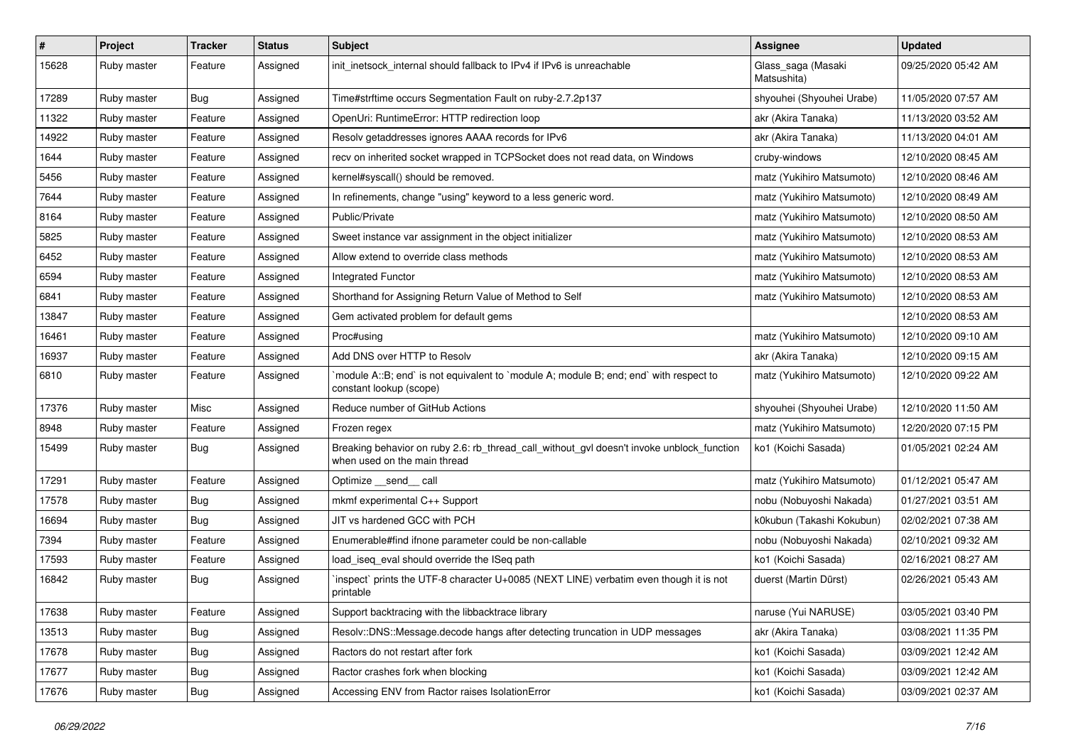| # | Project | Tracker | Status | Subject | Assignee | Updated |
|---|---|---|---|---|---|---|
| 15628 | Ruby master | Feature | Assigned | init_inetsock_internal should fallback to IPv4 if IPv6 is unreachable | Glass_saga (Masaki Matsushita) | 09/25/2020 05:42 AM |
| 17289 | Ruby master | Bug | Assigned | Time#strftime occurs Segmentation Fault on ruby-2.7.2p137 | shyouhei (Shyouhei Urabe) | 11/05/2020 07:57 AM |
| 11322 | Ruby master | Feature | Assigned | OpenUri: RuntimeError: HTTP redirection loop | akr (Akira Tanaka) | 11/13/2020 03:52 AM |
| 14922 | Ruby master | Feature | Assigned | Resolv getaddresses ignores AAAA records for IPv6 | akr (Akira Tanaka) | 11/13/2020 04:01 AM |
| 1644 | Ruby master | Feature | Assigned | recv on inherited socket wrapped in TCPSocket does not read data, on Windows | cruby-windows | 12/10/2020 08:45 AM |
| 5456 | Ruby master | Feature | Assigned | kernel#syscall() should be removed. | matz (Yukihiro Matsumoto) | 12/10/2020 08:46 AM |
| 7644 | Ruby master | Feature | Assigned | In refinements, change "using" keyword to a less generic word. | matz (Yukihiro Matsumoto) | 12/10/2020 08:49 AM |
| 8164 | Ruby master | Feature | Assigned | Public/Private | matz (Yukihiro Matsumoto) | 12/10/2020 08:50 AM |
| 5825 | Ruby master | Feature | Assigned | Sweet instance var assignment in the object initializer | matz (Yukihiro Matsumoto) | 12/10/2020 08:53 AM |
| 6452 | Ruby master | Feature | Assigned | Allow extend to override class methods | matz (Yukihiro Matsumoto) | 12/10/2020 08:53 AM |
| 6594 | Ruby master | Feature | Assigned | Integrated Functor | matz (Yukihiro Matsumoto) | 12/10/2020 08:53 AM |
| 6841 | Ruby master | Feature | Assigned | Shorthand for Assigning Return Value of Method to Self | matz (Yukihiro Matsumoto) | 12/10/2020 08:53 AM |
| 13847 | Ruby master | Feature | Assigned | Gem activated problem for default gems | | 12/10/2020 08:53 AM |
| 16461 | Ruby master | Feature | Assigned | Proc#using | matz (Yukihiro Matsumoto) | 12/10/2020 09:10 AM |
| 16937 | Ruby master | Feature | Assigned | Add DNS over HTTP to Resolv | akr (Akira Tanaka) | 12/10/2020 09:15 AM |
| 6810 | Ruby master | Feature | Assigned | `module A::B; end` is not equivalent to `module A; module B; end; end` with respect to constant lookup (scope) | matz (Yukihiro Matsumoto) | 12/10/2020 09:22 AM |
| 17376 | Ruby master | Misc | Assigned | Reduce number of GitHub Actions | shyouhei (Shyouhei Urabe) | 12/10/2020 11:50 AM |
| 8948 | Ruby master | Feature | Assigned | Frozen regex | matz (Yukihiro Matsumoto) | 12/20/2020 07:15 PM |
| 15499 | Ruby master | Bug | Assigned | Breaking behavior on ruby 2.6: rb_thread_call_without_gvl doesn't invoke unblock_function when used on the main thread | ko1 (Koichi Sasada) | 01/05/2021 02:24 AM |
| 17291 | Ruby master | Feature | Assigned | Optimize __send__ call | matz (Yukihiro Matsumoto) | 01/12/2021 05:47 AM |
| 17578 | Ruby master | Bug | Assigned | mkmf experimental C++ Support | nobu (Nobuyoshi Nakada) | 01/27/2021 03:51 AM |
| 16694 | Ruby master | Bug | Assigned | JIT vs hardened GCC with PCH | k0kubun (Takashi Kokubun) | 02/02/2021 07:38 AM |
| 7394 | Ruby master | Feature | Assigned | Enumerable#find ifnone parameter could be non-callable | nobu (Nobuyoshi Nakada) | 02/10/2021 09:32 AM |
| 17593 | Ruby master | Feature | Assigned | load_iseq_eval should override the ISeq path | ko1 (Koichi Sasada) | 02/16/2021 08:27 AM |
| 16842 | Ruby master | Bug | Assigned | `inspect` prints the UTF-8 character U+0085 (NEXT LINE) verbatim even though it is not printable | duerst (Martin Dürst) | 02/26/2021 05:43 AM |
| 17638 | Ruby master | Feature | Assigned | Support backtracing with the libbacktrace library | naruse (Yui NARUSE) | 03/05/2021 03:40 PM |
| 13513 | Ruby master | Bug | Assigned | Resolv::DNS::Message.decode hangs after detecting truncation in UDP messages | akr (Akira Tanaka) | 03/08/2021 11:35 PM |
| 17678 | Ruby master | Bug | Assigned | Ractors do not restart after fork | ko1 (Koichi Sasada) | 03/09/2021 12:42 AM |
| 17677 | Ruby master | Bug | Assigned | Ractor crashes fork when blocking | ko1 (Koichi Sasada) | 03/09/2021 12:42 AM |
| 17676 | Ruby master | Bug | Assigned | Accessing ENV from Ractor raises IsolationError | ko1 (Koichi Sasada) | 03/09/2021 02:37 AM |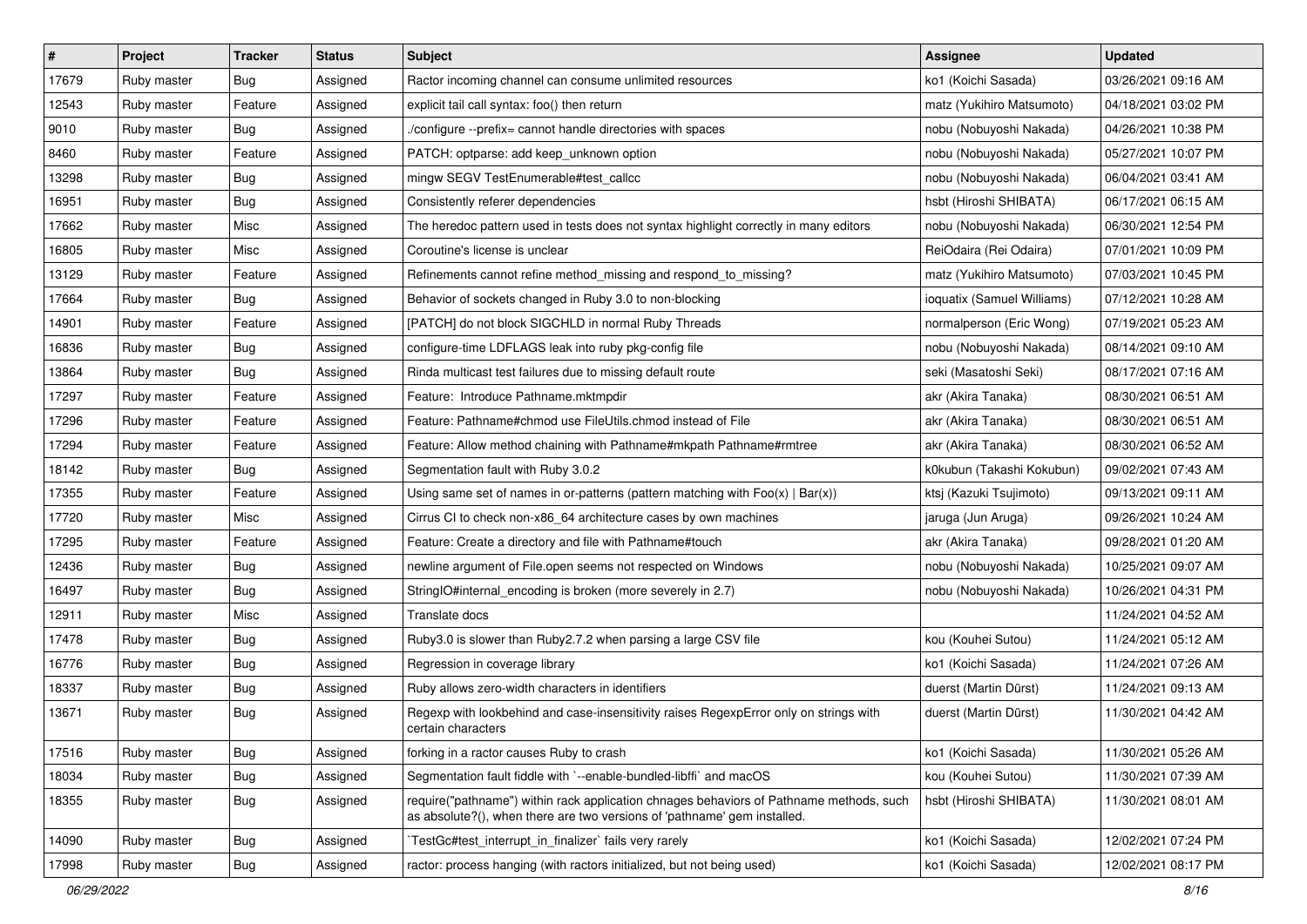| # | Project | Tracker | Status | Subject | Assignee | Updated |
|---|---|---|---|---|---|---|
| 17679 | Ruby master | Bug | Assigned | Ractor incoming channel can consume unlimited resources | ko1 (Koichi Sasada) | 03/26/2021 09:16 AM |
| 12543 | Ruby master | Feature | Assigned | explicit tail call syntax: foo() then return | matz (Yukihiro Matsumoto) | 04/18/2021 03:02 PM |
| 9010 | Ruby master | Bug | Assigned | ./configure --prefix= cannot handle directories with spaces | nobu (Nobuyoshi Nakada) | 04/26/2021 10:38 PM |
| 8460 | Ruby master | Feature | Assigned | PATCH: optparse: add keep_unknown option | nobu (Nobuyoshi Nakada) | 05/27/2021 10:07 PM |
| 13298 | Ruby master | Bug | Assigned | mingw SEGV TestEnumerable#test_callcc | nobu (Nobuyoshi Nakada) | 06/04/2021 03:41 AM |
| 16951 | Ruby master | Bug | Assigned | Consistently referer dependencies | hsbt (Hiroshi SHIBATA) | 06/17/2021 06:15 AM |
| 17662 | Ruby master | Misc | Assigned | The heredoc pattern used in tests does not syntax highlight correctly in many editors | nobu (Nobuyoshi Nakada) | 06/30/2021 12:54 PM |
| 16805 | Ruby master | Misc | Assigned | Coroutine's license is unclear | ReiOdaira (Rei Odaira) | 07/01/2021 10:09 PM |
| 13129 | Ruby master | Feature | Assigned | Refinements cannot refine method_missing and respond_to_missing? | matz (Yukihiro Matsumoto) | 07/03/2021 10:45 PM |
| 17664 | Ruby master | Bug | Assigned | Behavior of sockets changed in Ruby 3.0 to non-blocking | ioquatix (Samuel Williams) | 07/12/2021 10:28 AM |
| 14901 | Ruby master | Feature | Assigned | [PATCH] do not block SIGCHLD in normal Ruby Threads | normalperson (Eric Wong) | 07/19/2021 05:23 AM |
| 16836 | Ruby master | Bug | Assigned | configure-time LDFLAGS leak into ruby pkg-config file | nobu (Nobuyoshi Nakada) | 08/14/2021 09:10 AM |
| 13864 | Ruby master | Bug | Assigned | Rinda multicast test failures due to missing default route | seki (Masatoshi Seki) | 08/17/2021 07:16 AM |
| 17297 | Ruby master | Feature | Assigned | Feature:  Introduce Pathname.mktmpdir | akr (Akira Tanaka) | 08/30/2021 06:51 AM |
| 17296 | Ruby master | Feature | Assigned | Feature: Pathname#chmod use FileUtils.chmod instead of File | akr (Akira Tanaka) | 08/30/2021 06:51 AM |
| 17294 | Ruby master | Feature | Assigned | Feature: Allow method chaining with Pathname#mkpath Pathname#rmtree | akr (Akira Tanaka) | 08/30/2021 06:52 AM |
| 18142 | Ruby master | Bug | Assigned | Segmentation fault with Ruby 3.0.2 | k0kubun (Takashi Kokubun) | 09/02/2021 07:43 AM |
| 17355 | Ruby master | Feature | Assigned | Using same set of names in or-patterns (pattern matching with Foo(x) \| Bar(x)) | ktsj (Kazuki Tsujimoto) | 09/13/2021 09:11 AM |
| 17720 | Ruby master | Misc | Assigned | Cirrus CI to check non-x86_64 architecture cases by own machines | jaruga (Jun Aruga) | 09/26/2021 10:24 AM |
| 17295 | Ruby master | Feature | Assigned | Feature: Create a directory and file with Pathname#touch | akr (Akira Tanaka) | 09/28/2021 01:20 AM |
| 12436 | Ruby master | Bug | Assigned | newline argument of File.open seems not respected on Windows | nobu (Nobuyoshi Nakada) | 10/25/2021 09:07 AM |
| 16497 | Ruby master | Bug | Assigned | StringIO#internal_encoding is broken (more severely in 2.7) | nobu (Nobuyoshi Nakada) | 10/26/2021 04:31 PM |
| 12911 | Ruby master | Misc | Assigned | Translate docs | | 11/24/2021 04:52 AM |
| 17478 | Ruby master | Bug | Assigned | Ruby3.0 is slower than Ruby2.7.2 when parsing a large CSV file | kou (Kouhei Sutou) | 11/24/2021 05:12 AM |
| 16776 | Ruby master | Bug | Assigned | Regression in coverage library | ko1 (Koichi Sasada) | 11/24/2021 07:26 AM |
| 18337 | Ruby master | Bug | Assigned | Ruby allows zero-width characters in identifiers | duerst (Martin Dürst) | 11/24/2021 09:13 AM |
| 13671 | Ruby master | Bug | Assigned | Regexp with lookbehind and case-insensitivity raises RegexpError only on strings with certain characters | duerst (Martin Dürst) | 11/30/2021 04:42 AM |
| 17516 | Ruby master | Bug | Assigned | forking in a ractor causes Ruby to crash | ko1 (Koichi Sasada) | 11/30/2021 05:26 AM |
| 18034 | Ruby master | Bug | Assigned | Segmentation fault fiddle with `--enable-bundled-libffi` and macOS | kou (Kouhei Sutou) | 11/30/2021 07:39 AM |
| 18355 | Ruby master | Bug | Assigned | require("pathname") within rack application chnages behaviors of Pathname methods, such as absolute?(), when there are two versions of 'pathname' gem installed. | hsbt (Hiroshi SHIBATA) | 11/30/2021 08:01 AM |
| 14090 | Ruby master | Bug | Assigned | `TestGc#test_interrupt_in_finalizer` fails very rarely | ko1 (Koichi Sasada) | 12/02/2021 07:24 PM |
| 17998 | Ruby master | Bug | Assigned | ractor: process hanging (with ractors initialized, but not being used) | ko1 (Koichi Sasada) | 12/02/2021 08:17 PM |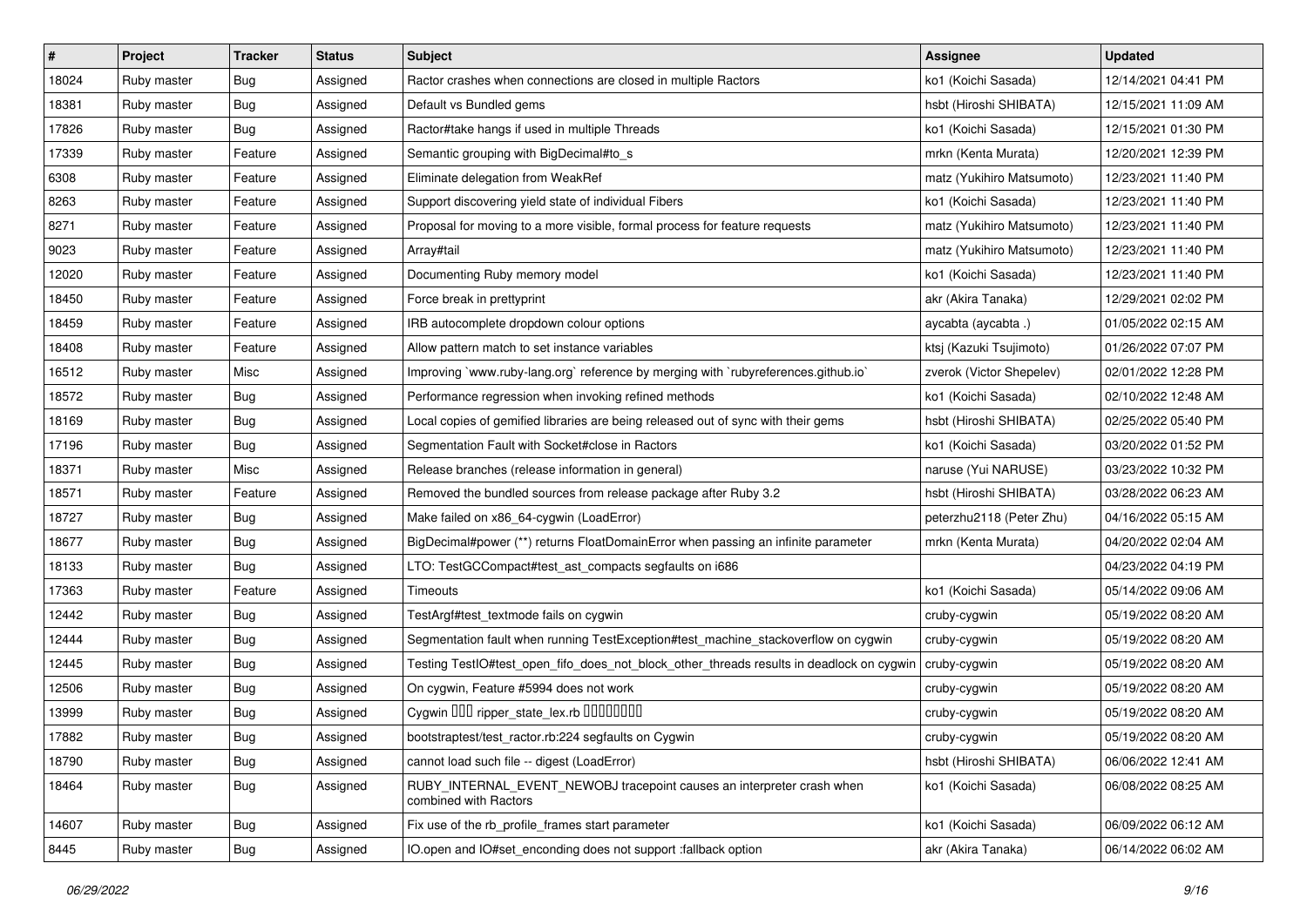| # | Project | Tracker | Status | Subject | Assignee | Updated |
|---|---|---|---|---|---|---|
| 18024 | Ruby master | Bug | Assigned | Ractor crashes when connections are closed in multiple Ractors | ko1 (Koichi Sasada) | 12/14/2021 04:41 PM |
| 18381 | Ruby master | Bug | Assigned | Default vs Bundled gems | hsbt (Hiroshi SHIBATA) | 12/15/2021 11:09 AM |
| 17826 | Ruby master | Bug | Assigned | Ractor#take hangs if used in multiple Threads | ko1 (Koichi Sasada) | 12/15/2021 01:30 PM |
| 17339 | Ruby master | Feature | Assigned | Semantic grouping with BigDecimal#to_s | mrkn (Kenta Murata) | 12/20/2021 12:39 PM |
| 6308 | Ruby master | Feature | Assigned | Eliminate delegation from WeakRef | matz (Yukihiro Matsumoto) | 12/23/2021 11:40 PM |
| 8263 | Ruby master | Feature | Assigned | Support discovering yield state of individual Fibers | ko1 (Koichi Sasada) | 12/23/2021 11:40 PM |
| 8271 | Ruby master | Feature | Assigned | Proposal for moving to a more visible, formal process for feature requests | matz (Yukihiro Matsumoto) | 12/23/2021 11:40 PM |
| 9023 | Ruby master | Feature | Assigned | Array#tail | matz (Yukihiro Matsumoto) | 12/23/2021 11:40 PM |
| 12020 | Ruby master | Feature | Assigned | Documenting Ruby memory model | ko1 (Koichi Sasada) | 12/23/2021 11:40 PM |
| 18450 | Ruby master | Feature | Assigned | Force break in prettyprint | akr (Akira Tanaka) | 12/29/2021 02:02 PM |
| 18459 | Ruby master | Feature | Assigned | IRB autocomplete dropdown colour options | aycabta (aycabta .) | 01/05/2022 02:15 AM |
| 18408 | Ruby master | Feature | Assigned | Allow pattern match to set instance variables | ktsj (Kazuki Tsujimoto) | 01/26/2022 07:07 PM |
| 16512 | Ruby master | Misc | Assigned | Improving `www.ruby-lang.org` reference by merging with `rubyreferences.github.io` | zverok (Victor Shepelev) | 02/01/2022 12:28 PM |
| 18572 | Ruby master | Bug | Assigned | Performance regression when invoking refined methods | ko1 (Koichi Sasada) | 02/10/2022 12:48 AM |
| 18169 | Ruby master | Bug | Assigned | Local copies of gemified libraries are being released out of sync with their gems | hsbt (Hiroshi SHIBATA) | 02/25/2022 05:40 PM |
| 17196 | Ruby master | Bug | Assigned | Segmentation Fault with Socket#close in Ractors | ko1 (Koichi Sasada) | 03/20/2022 01:52 PM |
| 18371 | Ruby master | Misc | Assigned | Release branches (release information in general) | naruse (Yui NARUSE) | 03/23/2022 10:32 PM |
| 18571 | Ruby master | Feature | Assigned | Removed the bundled sources from release package after Ruby 3.2 | hsbt (Hiroshi SHIBATA) | 03/28/2022 06:23 AM |
| 18727 | Ruby master | Bug | Assigned | Make failed on x86_64-cygwin (LoadError) | peterzhu2118 (Peter Zhu) | 04/16/2022 05:15 AM |
| 18677 | Ruby master | Bug | Assigned | BigDecimal#power (**) returns FloatDomainError when passing an infinite parameter | mrkn (Kenta Murata) | 04/20/2022 02:04 AM |
| 18133 | Ruby master | Bug | Assigned | LTO: TestGCCompact#test_ast_compacts segfaults on i686 | | 04/23/2022 04:19 PM |
| 17363 | Ruby master | Feature | Assigned | Timeouts | ko1 (Koichi Sasada) | 05/14/2022 09:06 AM |
| 12442 | Ruby master | Bug | Assigned | TestArgf#test_textmode fails on cygwin | cruby-cygwin | 05/19/2022 08:20 AM |
| 12444 | Ruby master | Bug | Assigned | Segmentation fault when running TestException#test_machine_stackoverflow on cygwin | cruby-cygwin | 05/19/2022 08:20 AM |
| 12445 | Ruby master | Bug | Assigned | Testing TestIO#test_open_fifo_does_not_block_other_threads results in deadlock on cygwin | cruby-cygwin | 05/19/2022 08:20 AM |
| 12506 | Ruby master | Bug | Assigned | On cygwin, Feature #5994 does not work | cruby-cygwin | 05/19/2022 08:20 AM |
| 13999 | Ruby master | Bug | Assigned | Cygwin ��� ripper_state_lex.rb ��������� | cruby-cygwin | 05/19/2022 08:20 AM |
| 17882 | Ruby master | Bug | Assigned | bootstraptest/test_ractor.rb:224 segfaults on Cygwin | cruby-cygwin | 05/19/2022 08:20 AM |
| 18790 | Ruby master | Bug | Assigned | cannot load such file -- digest (LoadError) | hsbt (Hiroshi SHIBATA) | 06/06/2022 12:41 AM |
| 18464 | Ruby master | Bug | Assigned | RUBY_INTERNAL_EVENT_NEWOBJ tracepoint causes an interpreter crash when combined with Ractors | ko1 (Koichi Sasada) | 06/08/2022 08:25 AM |
| 14607 | Ruby master | Bug | Assigned | Fix use of the rb_profile_frames start parameter | ko1 (Koichi Sasada) | 06/09/2022 06:12 AM |
| 8445 | Ruby master | Bug | Assigned | IO.open and IO#set_enconding does not support :fallback option | akr (Akira Tanaka) | 06/14/2022 06:02 AM |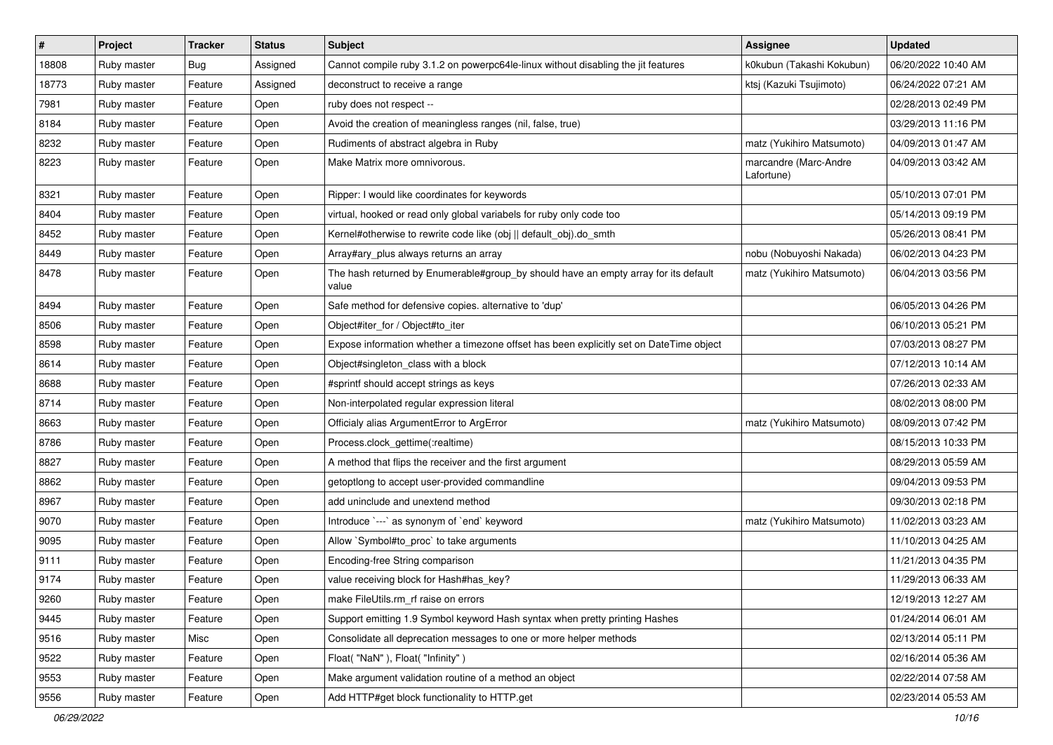| # | Project | Tracker | Status | Subject | Assignee | Updated |
|---|---|---|---|---|---|---|
| 18808 | Ruby master | Bug | Assigned | Cannot compile ruby 3.1.2 on powerpc64le-linux without disabling the jit features | k0kubun (Takashi Kokubun) | 06/20/2022 10:40 AM |
| 18773 | Ruby master | Feature | Assigned | deconstruct to receive a range | ktsj (Kazuki Tsujimoto) | 06/24/2022 07:21 AM |
| 7981 | Ruby master | Feature | Open | ruby does not respect -- | | 02/28/2013 02:49 PM |
| 8184 | Ruby master | Feature | Open | Avoid the creation of meaningless ranges (nil, false, true) | | 03/29/2013 11:16 PM |
| 8232 | Ruby master | Feature | Open | Rudiments of abstract algebra in Ruby | matz (Yukihiro Matsumoto) | 04/09/2013 01:47 AM |
| 8223 | Ruby master | Feature | Open | Make Matrix more omnivorous. | marcandre (Marc-Andre Lafortune) | 04/09/2013 03:42 AM |
| 8321 | Ruby master | Feature | Open | Ripper: I would like coordinates for keywords | | 05/10/2013 07:01 PM |
| 8404 | Ruby master | Feature | Open | virtual, hooked or read only global variabels for ruby only code too | | 05/14/2013 09:19 PM |
| 8452 | Ruby master | Feature | Open | Kernel#otherwise to rewrite code like (obj \|\| default_obj).do_smth | | 05/26/2013 08:41 PM |
| 8449 | Ruby master | Feature | Open | Array#ary_plus always returns an array | nobu (Nobuyoshi Nakada) | 06/02/2013 04:23 PM |
| 8478 | Ruby master | Feature | Open | The hash returned by Enumerable#group_by should have an empty array for its default value | matz (Yukihiro Matsumoto) | 06/04/2013 03:56 PM |
| 8494 | Ruby master | Feature | Open | Safe method for defensive copies. alternative to 'dup' | | 06/05/2013 04:26 PM |
| 8506 | Ruby master | Feature | Open | Object#iter_for / Object#to_iter | | 06/10/2013 05:21 PM |
| 8598 | Ruby master | Feature | Open | Expose information whether a timezone offset has been explicitly set on DateTime object | | 07/03/2013 08:27 PM |
| 8614 | Ruby master | Feature | Open | Object#singleton_class with a block | | 07/12/2013 10:14 AM |
| 8688 | Ruby master | Feature | Open | #sprintf should accept strings as keys | | 07/26/2013 02:33 AM |
| 8714 | Ruby master | Feature | Open | Non-interpolated regular expression literal | | 08/02/2013 08:00 PM |
| 8663 | Ruby master | Feature | Open | Officialy alias ArgumentError to ArgError | matz (Yukihiro Matsumoto) | 08/09/2013 07:42 PM |
| 8786 | Ruby master | Feature | Open | Process.clock_gettime(:realtime) | | 08/15/2013 10:33 PM |
| 8827 | Ruby master | Feature | Open | A method that flips the receiver and the first argument | | 08/29/2013 05:59 AM |
| 8862 | Ruby master | Feature | Open | getoptlong to accept user-provided commandline | | 09/04/2013 09:53 PM |
| 8967 | Ruby master | Feature | Open | add uninclude and unextend method | | 09/30/2013 02:18 PM |
| 9070 | Ruby master | Feature | Open | Introduce `---` as synonym of `end` keyword | matz (Yukihiro Matsumoto) | 11/02/2013 03:23 AM |
| 9095 | Ruby master | Feature | Open | Allow `Symbol#to_proc` to take arguments | | 11/10/2013 04:25 AM |
| 9111 | Ruby master | Feature | Open | Encoding-free String comparison | | 11/21/2013 04:35 PM |
| 9174 | Ruby master | Feature | Open | value receiving block for Hash#has_key? | | 11/29/2013 06:33 AM |
| 9260 | Ruby master | Feature | Open | make FileUtils.rm_rf raise on errors | | 12/19/2013 12:27 AM |
| 9445 | Ruby master | Feature | Open | Support emitting 1.9 Symbol keyword Hash syntax when pretty printing Hashes | | 01/24/2014 06:01 AM |
| 9516 | Ruby master | Misc | Open | Consolidate all deprecation messages to one or more helper methods | | 02/13/2014 05:11 PM |
| 9522 | Ruby master | Feature | Open | Float( "NaN" ), Float( "Infinity" ) | | 02/16/2014 05:36 AM |
| 9553 | Ruby master | Feature | Open | Make argument validation routine of a method an object | | 02/22/2014 07:58 AM |
| 9556 | Ruby master | Feature | Open | Add HTTP#get block functionality to HTTP.get | | 02/23/2014 05:53 AM |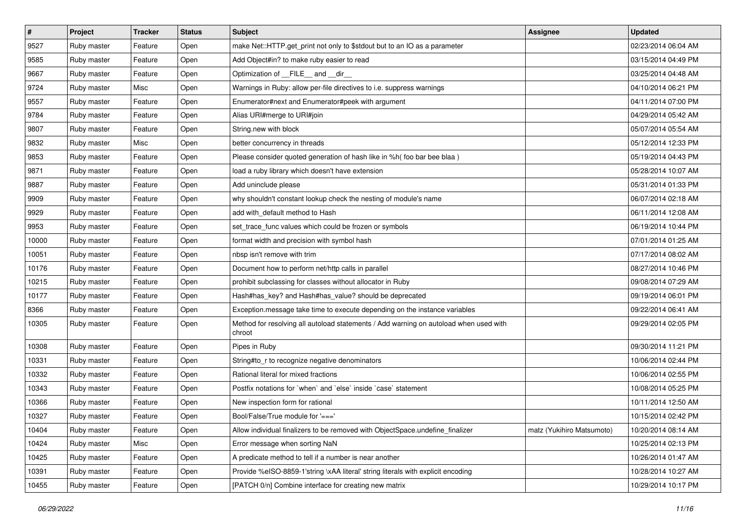| # | Project | Tracker | Status | Subject | Assignee | Updated |
|---|---|---|---|---|---|---|
| 9527 | Ruby master | Feature | Open | make Net::HTTP.get_print not only to $stdout but to an IO as a parameter | | 02/23/2014 06:04 AM |
| 9585 | Ruby master | Feature | Open | Add Object#in? to make ruby easier to read | | 03/15/2014 04:49 PM |
| 9667 | Ruby master | Feature | Open | Optimization of __FILE__ and __dir__ | | 03/25/2014 04:48 AM |
| 9724 | Ruby master | Misc | Open | Warnings in Ruby: allow per-file directives to i.e. suppress warnings | | 04/10/2014 06:21 PM |
| 9557 | Ruby master | Feature | Open | Enumerator#next and Enumerator#peek with argument | | 04/11/2014 07:00 PM |
| 9784 | Ruby master | Feature | Open | Alias URI#merge to URI#join | | 04/29/2014 05:42 AM |
| 9807 | Ruby master | Feature | Open | String.new with block | | 05/07/2014 05:54 AM |
| 9832 | Ruby master | Misc | Open | better concurrency in threads | | 05/12/2014 12:33 PM |
| 9853 | Ruby master | Feature | Open | Please consider quoted generation of hash like in %h( foo bar bee blaa ) | | 05/19/2014 04:43 PM |
| 9871 | Ruby master | Feature | Open | load a ruby library which doesn't have extension | | 05/28/2014 10:07 AM |
| 9887 | Ruby master | Feature | Open | Add uninclude please | | 05/31/2014 01:33 PM |
| 9909 | Ruby master | Feature | Open | why shouldn't constant lookup check the nesting of module's name | | 06/07/2014 02:18 AM |
| 9929 | Ruby master | Feature | Open | add with_default method to Hash | | 06/11/2014 12:08 AM |
| 9953 | Ruby master | Feature | Open | set_trace_func values which could be frozen or symbols | | 06/19/2014 10:44 PM |
| 10000 | Ruby master | Feature | Open | format width and precision with symbol hash | | 07/01/2014 01:25 AM |
| 10051 | Ruby master | Feature | Open | nbsp isn't remove with trim | | 07/17/2014 08:02 AM |
| 10176 | Ruby master | Feature | Open | Document how to perform net/http calls in parallel | | 08/27/2014 10:46 PM |
| 10215 | Ruby master | Feature | Open | prohibit subclassing for classes without allocator in Ruby | | 09/08/2014 07:29 AM |
| 10177 | Ruby master | Feature | Open | Hash#has_key? and Hash#has_value? should be deprecated | | 09/19/2014 06:01 PM |
| 8366 | Ruby master | Feature | Open | Exception.message take time to execute depending on the instance variables | | 09/22/2014 06:41 AM |
| 10305 | Ruby master | Feature | Open | Method for resolving all autoload statements / Add warning on autoload when used with chroot | | 09/29/2014 02:05 PM |
| 10308 | Ruby master | Feature | Open | Pipes in Ruby | | 09/30/2014 11:21 PM |
| 10331 | Ruby master | Feature | Open | String#to_r to recognize negative denominators | | 10/06/2014 02:44 PM |
| 10332 | Ruby master | Feature | Open | Rational literal for mixed fractions | | 10/06/2014 02:55 PM |
| 10343 | Ruby master | Feature | Open | Postfix notations for `when` and `else` inside `case` statement | | 10/08/2014 05:25 PM |
| 10366 | Ruby master | Feature | Open | New inspection form for rational | | 10/11/2014 12:50 AM |
| 10327 | Ruby master | Feature | Open | Bool/False/True module for '===' | | 10/15/2014 02:42 PM |
| 10404 | Ruby master | Feature | Open | Allow individual finalizers to be removed with ObjectSpace.undefine_finalizer | matz (Yukihiro Matsumoto) | 10/20/2014 08:14 AM |
| 10424 | Ruby master | Misc | Open | Error message when sorting NaN | | 10/25/2014 02:13 PM |
| 10425 | Ruby master | Feature | Open | A predicate method to tell if a number is near another | | 10/26/2014 01:47 AM |
| 10391 | Ruby master | Feature | Open | Provide %eISO-8859-1'string \xAA literal' string literals with explicit encoding | | 10/28/2014 10:27 AM |
| 10455 | Ruby master | Feature | Open | [PATCH 0/n] Combine interface for creating new matrix | | 10/29/2014 10:17 PM |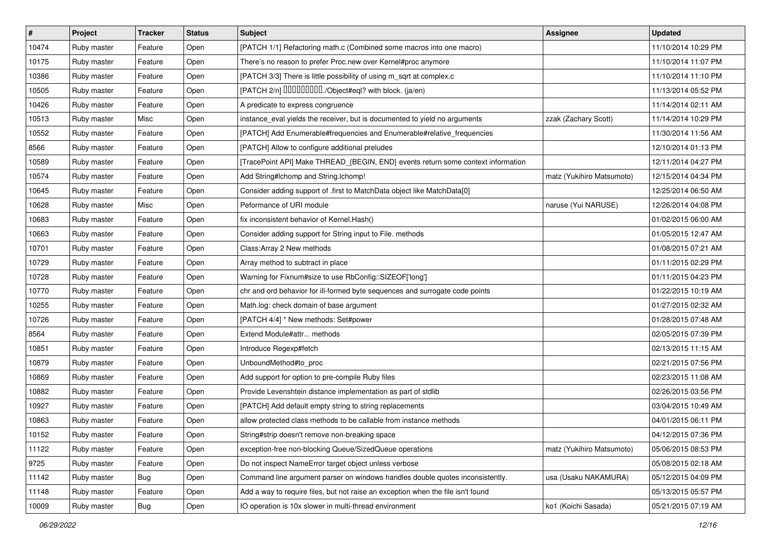| # | Project | Tracker | Status | Subject | Assignee | Updated |
|---|---|---|---|---|---|---|
| 10474 | Ruby master | Feature | Open | [PATCH 1/1] Refactoring math.c (Combined some macros into one macro) | | 11/10/2014 10:29 PM |
| 10175 | Ruby master | Feature | Open | There's no reason to prefer Proc.new over Kernel#proc anymore | | 11/10/2014 11:07 PM |
| 10386 | Ruby master | Feature | Open | [PATCH 3/3] There is little possibility of using m_sqrt at complex.c | | 11/10/2014 11:10 PM |
| 10505 | Ruby master | Feature | Open | [PATCH 2/n] □□□□□□□□□./Object#eql? with block. (ja/en) | | 11/13/2014 05:52 PM |
| 10426 | Ruby master | Feature | Open | A predicate to express congruence | | 11/14/2014 02:11 AM |
| 10513 | Ruby master | Misc | Open | instance_eval yields the receiver, but is documented to yield no arguments | zzak (Zachary Scott) | 11/14/2014 10:29 PM |
| 10552 | Ruby master | Feature | Open | [PATCH] Add Enumerable#frequencies and Enumerable#relative_frequencies | | 11/30/2014 11:56 AM |
| 8566 | Ruby master | Feature | Open | [PATCH] Allow to configure additional preludes | | 12/10/2014 01:13 PM |
| 10589 | Ruby master | Feature | Open | [TracePoint API] Make THREAD_{BEGIN, END} events return some context information | | 12/11/2014 04:27 PM |
| 10574 | Ruby master | Feature | Open | Add String#lchomp and String.lchomp! | matz (Yukihiro Matsumoto) | 12/15/2014 04:34 PM |
| 10645 | Ruby master | Feature | Open | Consider adding support of .first to MatchData object like MatchData[0] | | 12/25/2014 06:50 AM |
| 10628 | Ruby master | Misc | Open | Peformance of URI module | naruse (Yui NARUSE) | 12/26/2014 04:08 PM |
| 10683 | Ruby master | Feature | Open | fix inconsistent behavior of Kernel.Hash() | | 01/02/2015 06:00 AM |
| 10663 | Ruby master | Feature | Open | Consider adding support for String input to File. methods | | 01/05/2015 12:47 AM |
| 10701 | Ruby master | Feature | Open | Class:Array 2 New methods | | 01/08/2015 07:21 AM |
| 10729 | Ruby master | Feature | Open | Array method to subtract in place | | 01/11/2015 02:29 PM |
| 10728 | Ruby master | Feature | Open | Warning for Fixnum#size to use RbConfig::SIZEOF['long'] | | 01/11/2015 04:23 PM |
| 10770 | Ruby master | Feature | Open | chr and ord behavior for ill-formed byte sequences and surrogate code points | | 01/22/2015 10:19 AM |
| 10255 | Ruby master | Feature | Open | Math.log: check domain of base argument | | 01/27/2015 02:32 AM |
| 10726 | Ruby master | Feature | Open | [PATCH 4/4] * New methods: Set#power | | 01/28/2015 07:48 AM |
| 8564 | Ruby master | Feature | Open | Extend Module#attr... methods | | 02/05/2015 07:39 PM |
| 10851 | Ruby master | Feature | Open | Introduce Regexp#fetch | | 02/13/2015 11:15 AM |
| 10879 | Ruby master | Feature | Open | UnboundMethod#to_proc | | 02/21/2015 07:56 PM |
| 10869 | Ruby master | Feature | Open | Add support for option to pre-compile Ruby files | | 02/23/2015 11:08 AM |
| 10882 | Ruby master | Feature | Open | Provide Levenshtein distance implementation as part of stdlib | | 02/26/2015 03:56 PM |
| 10927 | Ruby master | Feature | Open | [PATCH] Add default empty string to string replacements | | 03/04/2015 10:49 AM |
| 10863 | Ruby master | Feature | Open | allow protected class methods to be callable from instance methods | | 04/01/2015 06:11 PM |
| 10152 | Ruby master | Feature | Open | String#strip doesn't remove non-breaking space | | 04/12/2015 07:36 PM |
| 11122 | Ruby master | Feature | Open | exception-free non-blocking Queue/SizedQueue operations | matz (Yukihiro Matsumoto) | 05/06/2015 08:53 PM |
| 9725 | Ruby master | Feature | Open | Do not inspect NameError target object unless verbose | | 05/08/2015 02:18 AM |
| 11142 | Ruby master | Bug | Open | Command line argument parser on windows handles double quotes inconsistently. | usa (Usaku NAKAMURA) | 05/12/2015 04:09 PM |
| 11148 | Ruby master | Feature | Open | Add a way to require files, but not raise an exception when the file isn't found | | 05/13/2015 05:57 PM |
| 10009 | Ruby master | Bug | Open | IO operation is 10x slower in multi-thread environment | ko1 (Koichi Sasada) | 05/21/2015 07:19 AM |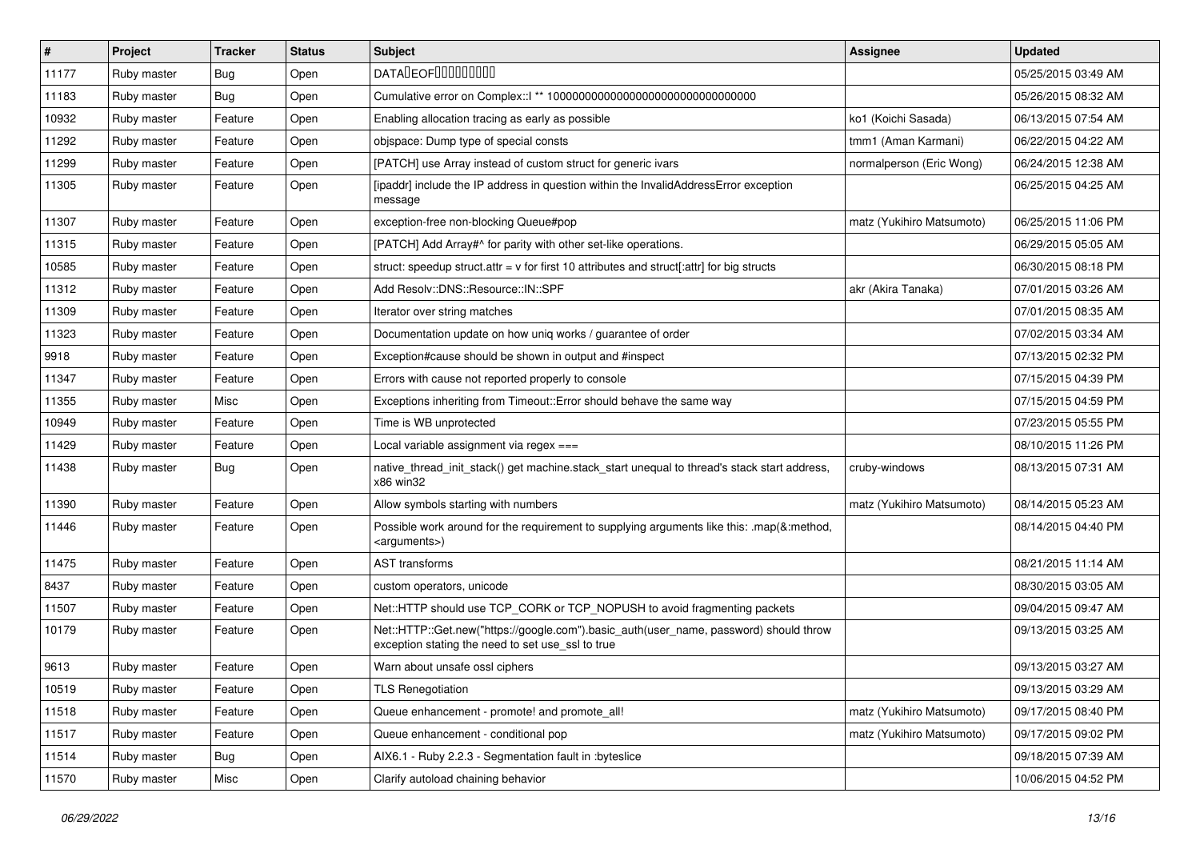| # | Project | Tracker | Status | Subject | Assignee | Updated |
|---|---|---|---|---|---|---|
| 11177 | Ruby master | Bug | Open | DATA�EOF��������� | | 05/25/2015 03:49 AM |
| 11183 | Ruby master | Bug | Open | Cumulative error on Complex::I ** 100000000000000000000000000000000 | | 05/26/2015 08:32 AM |
| 10932 | Ruby master | Feature | Open | Enabling allocation tracing as early as possible | ko1 (Koichi Sasada) | 06/13/2015 07:54 AM |
| 11292 | Ruby master | Feature | Open | objspace: Dump type of special consts | tmm1 (Aman Karmani) | 06/22/2015 04:22 AM |
| 11299 | Ruby master | Feature | Open | [PATCH] use Array instead of custom struct for generic ivars | normalperson (Eric Wong) | 06/24/2015 12:38 AM |
| 11305 | Ruby master | Feature | Open | [ipaddr] include the IP address in question within the InvalidAddressError exception message | | 06/25/2015 04:25 AM |
| 11307 | Ruby master | Feature | Open | exception-free non-blocking Queue#pop | matz (Yukihiro Matsumoto) | 06/25/2015 11:06 PM |
| 11315 | Ruby master | Feature | Open | [PATCH] Add Array#^ for parity with other set-like operations. | | 06/29/2015 05:05 AM |
| 10585 | Ruby master | Feature | Open | struct: speedup struct.attr = v for first 10 attributes and struct[:attr] for big structs | | 06/30/2015 08:18 PM |
| 11312 | Ruby master | Feature | Open | Add Resolv::DNS::Resource::IN::SPF | akr (Akira Tanaka) | 07/01/2015 03:26 AM |
| 11309 | Ruby master | Feature | Open | Iterator over string matches | | 07/01/2015 08:35 AM |
| 11323 | Ruby master | Feature | Open | Documentation update on how uniq works / guarantee of order | | 07/02/2015 03:34 AM |
| 9918 | Ruby master | Feature | Open | Exception#cause should be shown in output and #inspect | | 07/13/2015 02:32 PM |
| 11347 | Ruby master | Feature | Open | Errors with cause not reported properly to console | | 07/15/2015 04:39 PM |
| 11355 | Ruby master | Misc | Open | Exceptions inheriting from Timeout::Error should behave the same way | | 07/15/2015 04:59 PM |
| 10949 | Ruby master | Feature | Open | Time is WB unprotected | | 07/23/2015 05:55 PM |
| 11429 | Ruby master | Feature | Open | Local variable assignment via regex === | | 08/10/2015 11:26 PM |
| 11438 | Ruby master | Bug | Open | native_thread_init_stack() get machine.stack_start unequal to thread's stack start address, x86 win32 | cruby-windows | 08/13/2015 07:31 AM |
| 11390 | Ruby master | Feature | Open | Allow symbols starting with numbers | matz (Yukihiro Matsumoto) | 08/14/2015 05:23 AM |
| 11446 | Ruby master | Feature | Open | Possible work around for the requirement to supplying arguments like this: .map(&:method, <arguments>) | | 08/14/2015 04:40 PM |
| 11475 | Ruby master | Feature | Open | AST transforms | | 08/21/2015 11:14 AM |
| 8437 | Ruby master | Feature | Open | custom operators, unicode | | 08/30/2015 03:05 AM |
| 11507 | Ruby master | Feature | Open | Net::HTTP should use TCP_CORK or TCP_NOPUSH to avoid fragmenting packets | | 09/04/2015 09:47 AM |
| 10179 | Ruby master | Feature | Open | Net::HTTP::Get.new("https://google.com").basic_auth(user_name, password) should throw exception stating the need to set use_ssl to true | | 09/13/2015 03:25 AM |
| 9613 | Ruby master | Feature | Open | Warn about unsafe ossl ciphers | | 09/13/2015 03:27 AM |
| 10519 | Ruby master | Feature | Open | TLS Renegotiation | | 09/13/2015 03:29 AM |
| 11518 | Ruby master | Feature | Open | Queue enhancement - promote! and promote_all! | matz (Yukihiro Matsumoto) | 09/17/2015 08:40 PM |
| 11517 | Ruby master | Feature | Open | Queue enhancement - conditional pop | matz (Yukihiro Matsumoto) | 09/17/2015 09:02 PM |
| 11514 | Ruby master | Bug | Open | AIX6.1 - Ruby 2.2.3 - Segmentation fault in :byteslice | | 09/18/2015 07:39 AM |
| 11570 | Ruby master | Misc | Open | Clarify autoload chaining behavior | | 10/06/2015 04:52 PM |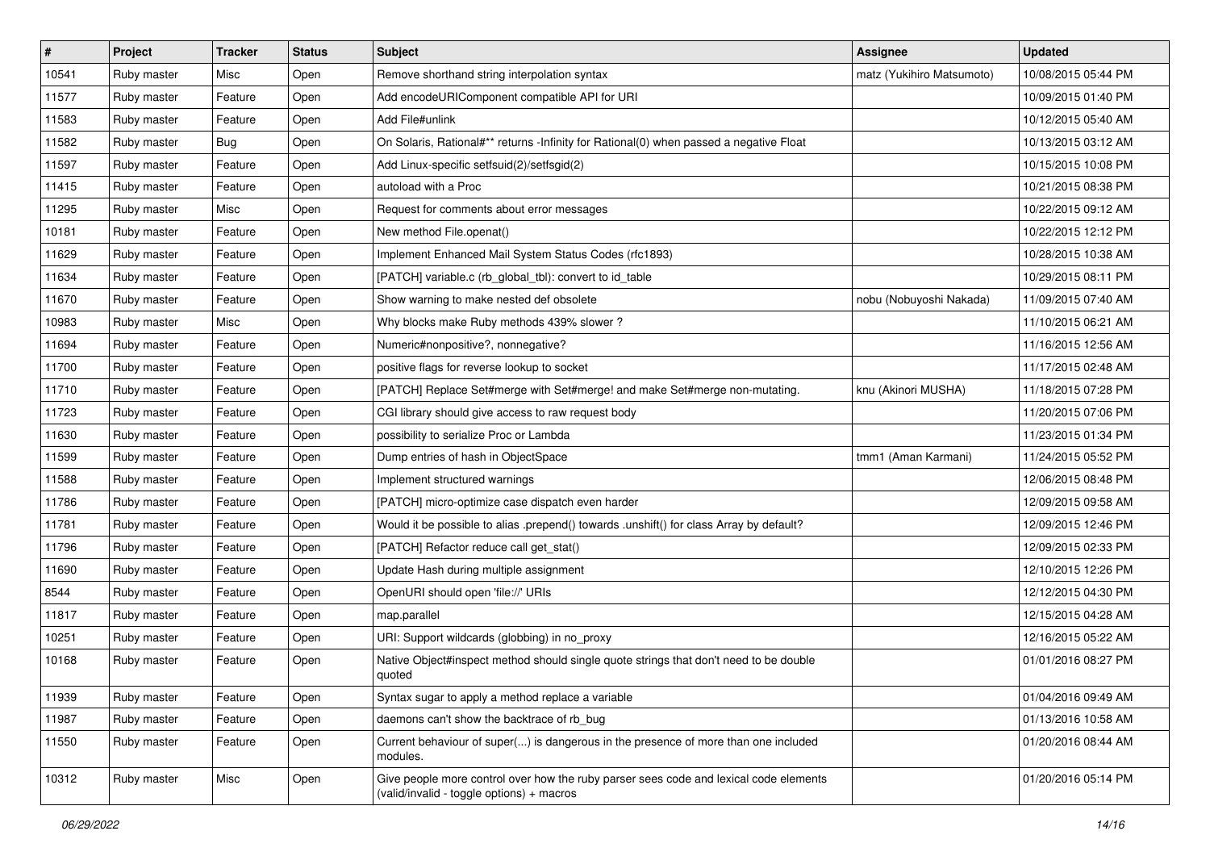| # | Project | Tracker | Status | Subject | Assignee | Updated |
|---|---|---|---|---|---|---|
| 10541 | Ruby master | Misc | Open | Remove shorthand string interpolation syntax | matz (Yukihiro Matsumoto) | 10/08/2015 05:44 PM |
| 11577 | Ruby master | Feature | Open | Add encodeURIComponent compatible API for URI | | 10/09/2015 01:40 PM |
| 11583 | Ruby master | Feature | Open | Add File#unlink | | 10/12/2015 05:40 AM |
| 11582 | Ruby master | Bug | Open | On Solaris, Rational#** returns -Infinity for Rational(0) when passed a negative Float | | 10/13/2015 03:12 AM |
| 11597 | Ruby master | Feature | Open | Add Linux-specific setfsuid(2)/setfsgid(2) | | 10/15/2015 10:08 PM |
| 11415 | Ruby master | Feature | Open | autoload with a Proc | | 10/21/2015 08:38 PM |
| 11295 | Ruby master | Misc | Open | Request for comments about error messages | | 10/22/2015 09:12 AM |
| 10181 | Ruby master | Feature | Open | New method File.openat() | | 10/22/2015 12:12 PM |
| 11629 | Ruby master | Feature | Open | Implement Enhanced Mail System Status Codes (rfc1893) | | 10/28/2015 10:38 AM |
| 11634 | Ruby master | Feature | Open | [PATCH] variable.c (rb_global_tbl): convert to id_table | | 10/29/2015 08:11 PM |
| 11670 | Ruby master | Feature | Open | Show warning to make nested def obsolete | nobu (Nobuyoshi Nakada) | 11/09/2015 07:40 AM |
| 10983 | Ruby master | Misc | Open | Why blocks make Ruby methods 439% slower ? | | 11/10/2015 06:21 AM |
| 11694 | Ruby master | Feature | Open | Numeric#nonpositive?, nonnegative? | | 11/16/2015 12:56 AM |
| 11700 | Ruby master | Feature | Open | positive flags for reverse lookup to socket | | 11/17/2015 02:48 AM |
| 11710 | Ruby master | Feature | Open | [PATCH] Replace Set#merge with Set#merge! and make Set#merge non-mutating. | knu (Akinori MUSHA) | 11/18/2015 07:28 PM |
| 11723 | Ruby master | Feature | Open | CGI library should give access to raw request body | | 11/20/2015 07:06 PM |
| 11630 | Ruby master | Feature | Open | possibility to serialize Proc or Lambda | | 11/23/2015 01:34 PM |
| 11599 | Ruby master | Feature | Open | Dump entries of hash in ObjectSpace | tmm1 (Aman Karmani) | 11/24/2015 05:52 PM |
| 11588 | Ruby master | Feature | Open | Implement structured warnings | | 12/06/2015 08:48 PM |
| 11786 | Ruby master | Feature | Open | [PATCH] micro-optimize case dispatch even harder | | 12/09/2015 09:58 AM |
| 11781 | Ruby master | Feature | Open | Would it be possible to alias .prepend() towards .unshift() for class Array by default? | | 12/09/2015 12:46 PM |
| 11796 | Ruby master | Feature | Open | [PATCH] Refactor reduce call get_stat() | | 12/09/2015 02:33 PM |
| 11690 | Ruby master | Feature | Open | Update Hash during multiple assignment | | 12/10/2015 12:26 PM |
| 8544 | Ruby master | Feature | Open | OpenURI should open 'file://' URIs | | 12/12/2015 04:30 PM |
| 11817 | Ruby master | Feature | Open | map.parallel | | 12/15/2015 04:28 AM |
| 10251 | Ruby master | Feature | Open | URI: Support wildcards (globbing) in no_proxy | | 12/16/2015 05:22 AM |
| 10168 | Ruby master | Feature | Open | Native Object#inspect method should single quote strings that don't need to be double quoted | | 01/01/2016 08:27 PM |
| 11939 | Ruby master | Feature | Open | Syntax sugar to apply a method replace a variable | | 01/04/2016 09:49 AM |
| 11987 | Ruby master | Feature | Open | daemons can't show the backtrace of rb_bug | | 01/13/2016 10:58 AM |
| 11550 | Ruby master | Feature | Open | Current behaviour of super(...) is dangerous in the presence of more than one included modules. | | 01/20/2016 08:44 AM |
| 10312 | Ruby master | Misc | Open | Give people more control over how the ruby parser sees code and lexical code elements (valid/invalid - toggle options) + macros | | 01/20/2016 05:14 PM |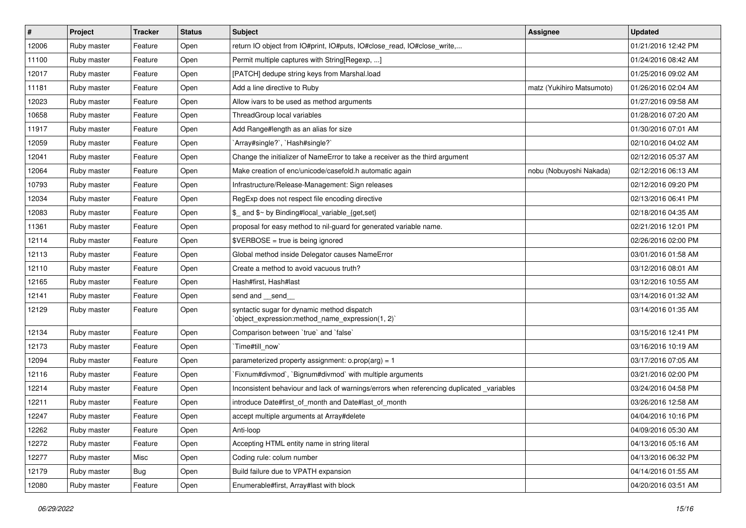| # | Project | Tracker | Status | Subject | Assignee | Updated |
|---|---|---|---|---|---|---|
| 12006 | Ruby master | Feature | Open | return IO object from IO#print, IO#puts, IO#close_read, IO#close_write,... | | 01/21/2016 12:42 PM |
| 11100 | Ruby master | Feature | Open | Permit multiple captures with String[Regexp, ...] | | 01/24/2016 08:42 AM |
| 12017 | Ruby master | Feature | Open | [PATCH] dedupe string keys from Marshal.load | | 01/25/2016 09:02 AM |
| 11181 | Ruby master | Feature | Open | Add a line directive to Ruby | matz (Yukihiro Matsumoto) | 01/26/2016 02:04 AM |
| 12023 | Ruby master | Feature | Open | Allow ivars to be used as method arguments | | 01/27/2016 09:58 AM |
| 10658 | Ruby master | Feature | Open | ThreadGroup local variables | | 01/28/2016 07:20 AM |
| 11917 | Ruby master | Feature | Open | Add Range#length as an alias for size | | 01/30/2016 07:01 AM |
| 12059 | Ruby master | Feature | Open | `Array#single?`, `Hash#single?` | | 02/10/2016 04:02 AM |
| 12041 | Ruby master | Feature | Open | Change the initializer of NameError to take a receiver as the third argument | | 02/12/2016 05:37 AM |
| 12064 | Ruby master | Feature | Open | Make creation of enc/unicode/casefold.h automatic again | nobu (Nobuyoshi Nakada) | 02/12/2016 06:13 AM |
| 10793 | Ruby master | Feature | Open | Infrastructure/Release-Management: Sign releases | | 02/12/2016 09:20 PM |
| 12034 | Ruby master | Feature | Open | RegExp does not respect file encoding directive | | 02/13/2016 06:41 PM |
| 12083 | Ruby master | Feature | Open | $_ and $~ by Binding#local_variable_{get,set} | | 02/18/2016 04:35 AM |
| 11361 | Ruby master | Feature | Open | proposal for easy method to nil-guard for generated variable name. | | 02/21/2016 12:01 PM |
| 12114 | Ruby master | Feature | Open | $VERBOSE = true is being ignored | | 02/26/2016 02:00 PM |
| 12113 | Ruby master | Feature | Open | Global method inside Delegator causes NameError | | 03/01/2016 01:58 AM |
| 12110 | Ruby master | Feature | Open | Create a method to avoid vacuous truth? | | 03/12/2016 08:01 AM |
| 12165 | Ruby master | Feature | Open | Hash#first, Hash#last | | 03/12/2016 10:55 AM |
| 12141 | Ruby master | Feature | Open | send and __send__ | | 03/14/2016 01:32 AM |
| 12129 | Ruby master | Feature | Open | syntactic sugar for dynamic method dispatch `object_expression:method_name_expression(1, 2)` | | 03/14/2016 01:35 AM |
| 12134 | Ruby master | Feature | Open | Comparison between `true` and `false` | | 03/15/2016 12:41 PM |
| 12173 | Ruby master | Feature | Open | `Time#till_now` | | 03/16/2016 10:19 AM |
| 12094 | Ruby master | Feature | Open | parameterized property assignment: o.prop(arg) = 1 | | 03/17/2016 07:05 AM |
| 12116 | Ruby master | Feature | Open | `Fixnum#divmod`, `Bignum#divmod` with multiple arguments | | 03/21/2016 02:00 PM |
| 12214 | Ruby master | Feature | Open | Inconsistent behaviour and lack of warnings/errors when referencing duplicated _variables | | 03/24/2016 04:58 PM |
| 12211 | Ruby master | Feature | Open | introduce Date#first_of_month and Date#last_of_month | | 03/26/2016 12:58 AM |
| 12247 | Ruby master | Feature | Open | accept multiple arguments at Array#delete | | 04/04/2016 10:16 PM |
| 12262 | Ruby master | Feature | Open | Anti-loop | | 04/09/2016 05:30 AM |
| 12272 | Ruby master | Feature | Open | Accepting HTML entity name in string literal | | 04/13/2016 05:16 AM |
| 12277 | Ruby master | Misc | Open | Coding rule: colum number | | 04/13/2016 06:32 PM |
| 12179 | Ruby master | Bug | Open | Build failure due to VPATH expansion | | 04/14/2016 01:55 AM |
| 12080 | Ruby master | Feature | Open | Enumerable#first, Array#last with block | | 04/20/2016 03:51 AM |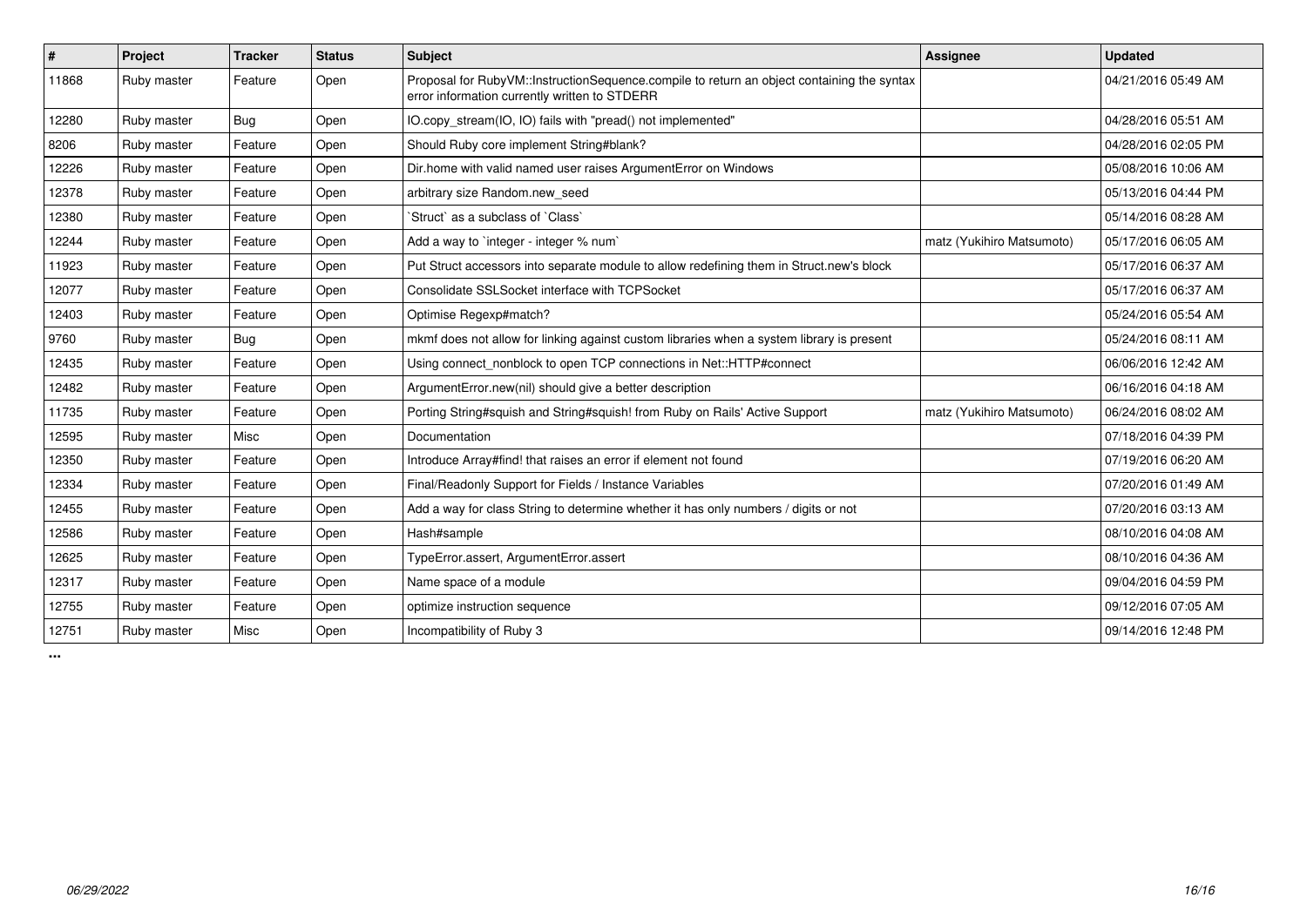| # | Project | Tracker | Status | Subject | Assignee | Updated |
|---|---|---|---|---|---|---|
| 11868 | Ruby master | Feature | Open | Proposal for RubyVM::InstructionSequence.compile to return an object containing the syntax error information currently written to STDERR | | 04/21/2016 05:49 AM |
| 12280 | Ruby master | Bug | Open | IO.copy_stream(IO, IO) fails with "pread() not implemented" | | 04/28/2016 05:51 AM |
| 8206 | Ruby master | Feature | Open | Should Ruby core implement String#blank? | | 04/28/2016 02:05 PM |
| 12226 | Ruby master | Feature | Open | Dir.home with valid named user raises ArgumentError on Windows | | 05/08/2016 10:06 AM |
| 12378 | Ruby master | Feature | Open | arbitrary size Random.new_seed | | 05/13/2016 04:44 PM |
| 12380 | Ruby master | Feature | Open | `Struct` as a subclass of `Class` | | 05/14/2016 08:28 AM |
| 12244 | Ruby master | Feature | Open | Add a way to `integer - integer % num` | matz (Yukihiro Matsumoto) | 05/17/2016 06:05 AM |
| 11923 | Ruby master | Feature | Open | Put Struct accessors into separate module to allow redefining them in Struct.new's block | | 05/17/2016 06:37 AM |
| 12077 | Ruby master | Feature | Open | Consolidate SSLSocket interface with TCPSocket | | 05/17/2016 06:37 AM |
| 12403 | Ruby master | Feature | Open | Optimise Regexp#match? | | 05/24/2016 05:54 AM |
| 9760 | Ruby master | Bug | Open | mkmf does not allow for linking against custom libraries when a system library is present | | 05/24/2016 08:11 AM |
| 12435 | Ruby master | Feature | Open | Using connect_nonblock to open TCP connections in Net::HTTP#connect | | 06/06/2016 12:42 AM |
| 12482 | Ruby master | Feature | Open | ArgumentError.new(nil) should give a better description | | 06/16/2016 04:18 AM |
| 11735 | Ruby master | Feature | Open | Porting String#squish and String#squish! from Ruby on Rails' Active Support | matz (Yukihiro Matsumoto) | 06/24/2016 08:02 AM |
| 12595 | Ruby master | Misc | Open | Documentation | | 07/18/2016 04:39 PM |
| 12350 | Ruby master | Feature | Open | Introduce Array#find! that raises an error if element not found | | 07/19/2016 06:20 AM |
| 12334 | Ruby master | Feature | Open | Final/Readonly Support for Fields / Instance Variables | | 07/20/2016 01:49 AM |
| 12455 | Ruby master | Feature | Open | Add a way for class String to determine whether it has only numbers / digits or not | | 07/20/2016 03:13 AM |
| 12586 | Ruby master | Feature | Open | Hash#sample | | 08/10/2016 04:08 AM |
| 12625 | Ruby master | Feature | Open | TypeError.assert, ArgumentError.assert | | 08/10/2016 04:36 AM |
| 12317 | Ruby master | Feature | Open | Name space of a module | | 09/04/2016 04:59 PM |
| 12755 | Ruby master | Feature | Open | optimize instruction sequence | | 09/12/2016 07:05 AM |
| 12751 | Ruby master | Misc | Open | Incompatibility of Ruby 3 | | 09/14/2016 12:48 PM |

...